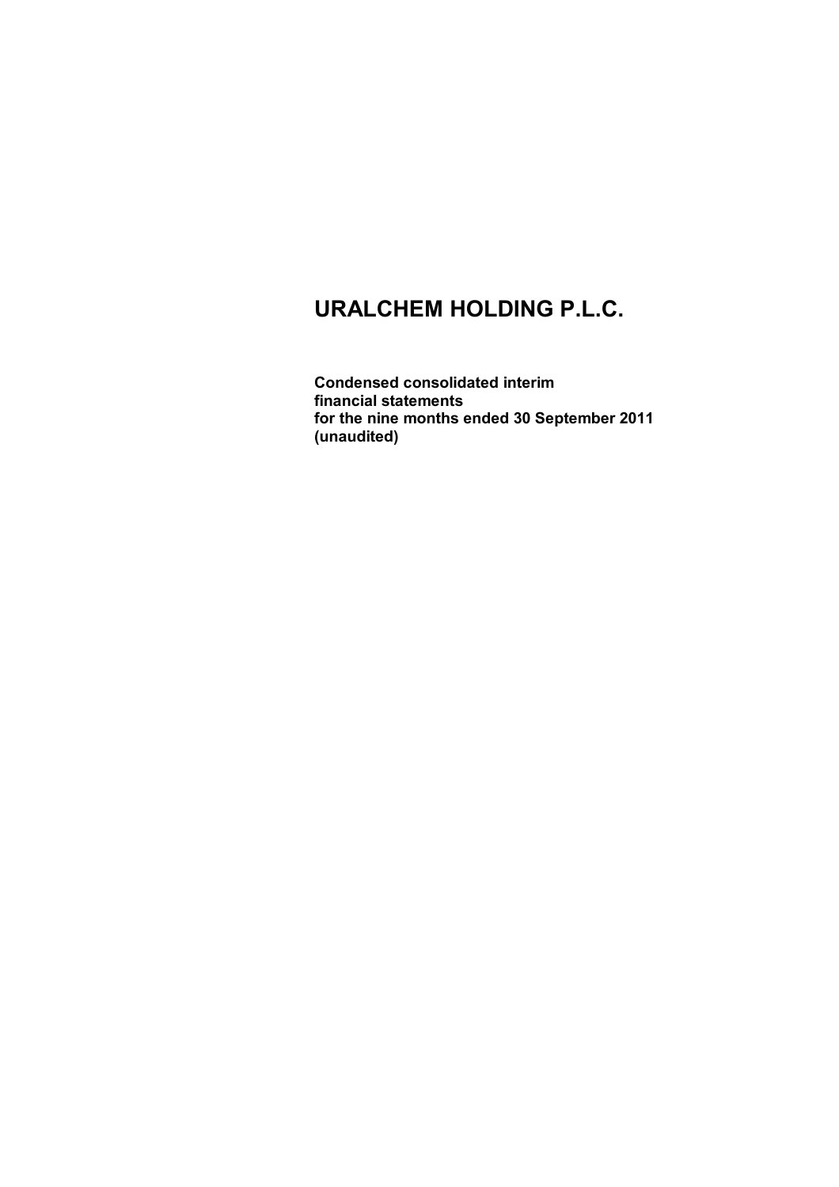# URALCHEM HOLDING P.L.C.

**Condensed consolidated interim financial statements for the nine months ended 30 September 2011 (unaudited)**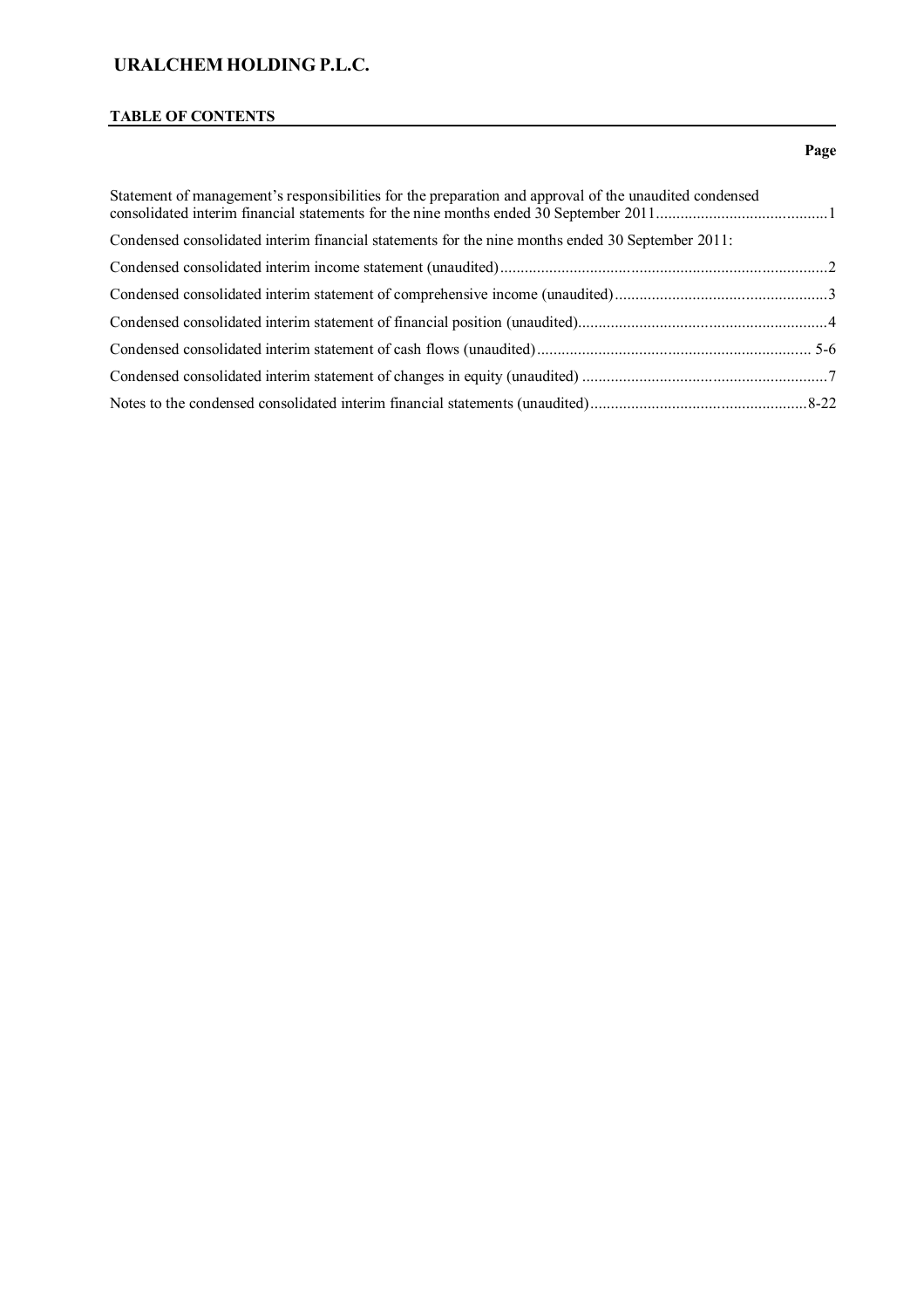# URALCHEM HOLDING P.L.C.

## TABLE OF CONTENTS

| | Page |
|---|---|
| Statement of management's responsibilities for the preparation and approval of the unaudited condensed consolidated interim financial statements for the nine months ended 30 September 2011 | 1 |
| Condensed consolidated interim financial statements for the nine months ended 30 September 2011: | |
| Condensed consolidated interim income statement (unaudited) | 2 |
| Condensed consolidated interim statement of comprehensive income (unaudited) | 3 |
| Condensed consolidated interim statement of financial position (unaudited) | 4 |
| Condensed consolidated interim statement of cash flows (unaudited) | 5-6 |
| Condensed consolidated interim statement of changes in equity (unaudited) | 7 |
| Notes to the condensed consolidated interim financial statements (unaudited) | 8-22 |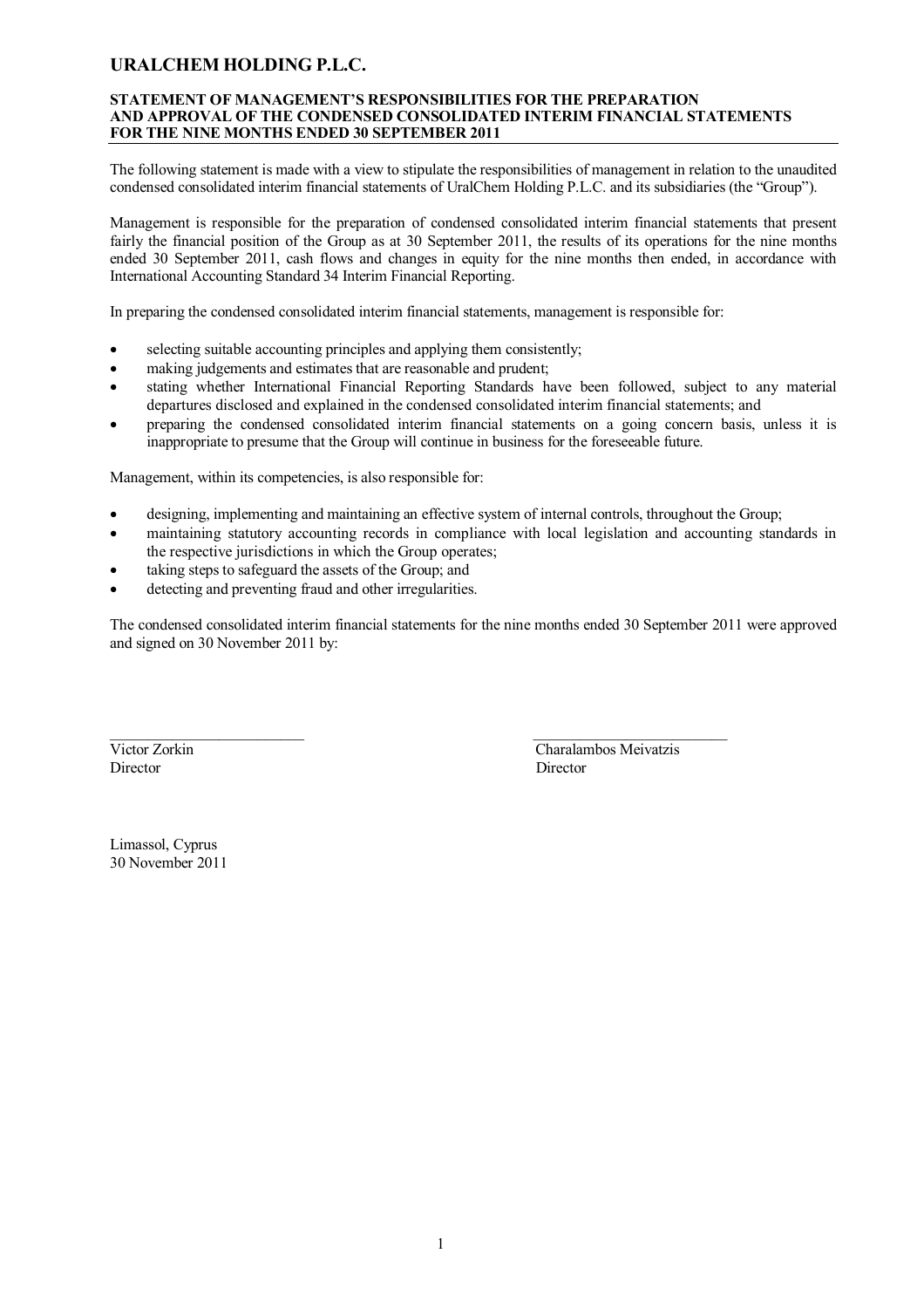# URALCHEM HOLDING P.L.C.

## STATEMENT OF MANAGEMENT'S RESPONSIBILITIES FOR THE PREPARATION AND APPROVAL OF THE CONDENSED CONSOLIDATED INTERIM FINANCIAL STATEMENTS FOR THE NINE MONTHS ENDED 30 SEPTEMBER 2011

The following statement is made with a view to stipulate the responsibilities of management in relation to the unaudited condensed consolidated interim financial statements of UralChem Holding P.L.C. and its subsidiaries (the "Group").

Management is responsible for the preparation of condensed consolidated interim financial statements that present fairly the financial position of the Group as at 30 September 2011, the results of its operations for the nine months ended 30 September 2011, cash flows and changes in equity for the nine months then ended, in accordance with International Accounting Standard 34 Interim Financial Reporting.

In preparing the condensed consolidated interim financial statements, management is responsible for:

- selecting suitable accounting principles and applying them consistently;
- making judgements and estimates that are reasonable and prudent;
- stating whether International Financial Reporting Standards have been followed, subject to any material departures disclosed and explained in the condensed consolidated interim financial statements; and
- preparing the condensed consolidated interim financial statements on a going concern basis, unless it is inappropriate to presume that the Group will continue in business for the foreseeable future.

Management, within its competencies, is also responsible for:

- designing, implementing and maintaining an effective system of internal controls, throughout the Group;
- maintaining statutory accounting records in compliance with local legislation and accounting standards in the respective jurisdictions in which the Group operates;
- taking steps to safeguard the assets of the Group; and
- detecting and preventing fraud and other irregularities.

The condensed consolidated interim financial statements for the nine months ended 30 September 2011 were approved and signed on 30 November 2011 by:

| | |
|---|---|
| Victor Zorkin | Charalambos Meivatzis |
| Director | Director |

Limassol, Cyprus
30 November 2011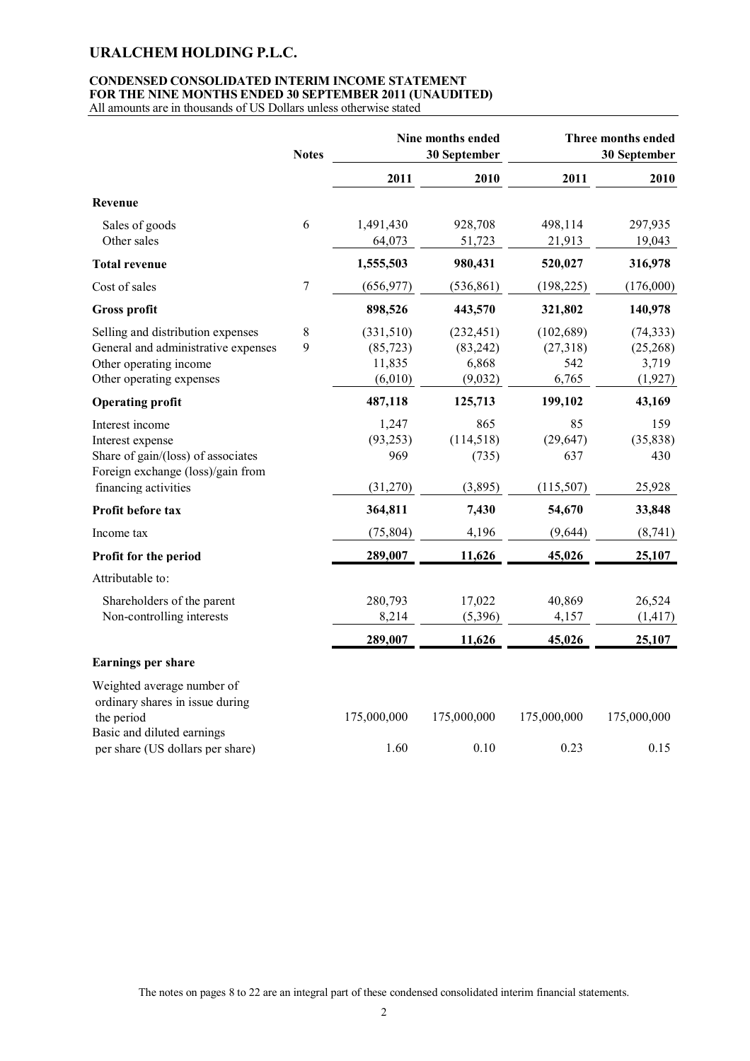# URALCHEM HOLDING P.L.C.

## CONDENSED CONSOLIDATED INTERIM INCOME STATEMENT
## FOR THE NINE MONTHS ENDED 30 SEPTEMBER 2011 (UNAUDITED)

All amounts are in thousands of US Dollars unless otherwise stated

| | Notes | Nine months ended 30 September | | Three months ended 30 September | |
|---|---|---|---|---|---|
| | | **2011** | **2010** | **2011** | **2010** |
| **Revenue** | | | | | |
| Sales of goods | 6 | 1,491,430 | 928,708 | 498,114 | 297,935 |
| Other sales | | 64,073 | 51,723 | 21,913 | 19,043 |
| **Total revenue** | | **1,555,503** | **980,431** | **520,027** | **316,978** |
| Cost of sales | 7 | (656,977) | (536,861) | (198,225) | (176,000) |
| **Gross profit** | | **898,526** | **443,570** | **321,802** | **140,978** |
| Selling and distribution expenses | 8 | (331,510) | (232,451) | (102,689) | (74,333) |
| General and administrative expenses | 9 | (85,723) | (83,242) | (27,318) | (25,268) |
| Other operating income | | 11,835 | 6,868 | 542 | 3,719 |
| Other operating expenses | | (6,010) | (9,032) | 6,765 | (1,927) |
| **Operating profit** | | **487,118** | **125,713** | **199,102** | **43,169** |
| Interest income | | 1,247 | 865 | 85 | 159 |
| Interest expense | | (93,253) | (114,518) | (29,647) | (35,838) |
| Share of gain/(loss) of associates | | 969 | (735) | 637 | 430 |
| Foreign exchange (loss)/gain from financing activities | | (31,270) | (3,895) | (115,507) | 25,928 |
| **Profit before tax** | | **364,811** | **7,430** | **54,670** | **33,848** |
| Income tax | | (75,804) | 4,196 | (9,644) | (8,741) |
| **Profit for the period** | | **289,007** | **11,626** | **45,026** | **25,107** |
| Attributable to: | | | | | |
| Shareholders of the parent | | 280,793 | 17,022 | 40,869 | 26,524 |
| Non-controlling interests | | 8,214 | (5,396) | 4,157 | (1,417) |
| | | **289,007** | **11,626** | **45,026** | **25,107** |
| **Earnings per share** | | | | | |
| Weighted average number of ordinary shares in issue during the period | | 175,000,000 | 175,000,000 | 175,000,000 | 175,000,000 |
| Basic and diluted earnings per share (US dollars per share) | | 1.60 | 0.10 | 0.23 | 0.15 |

The notes on pages 8 to 22 are an integral part of these condensed consolidated interim financial statements.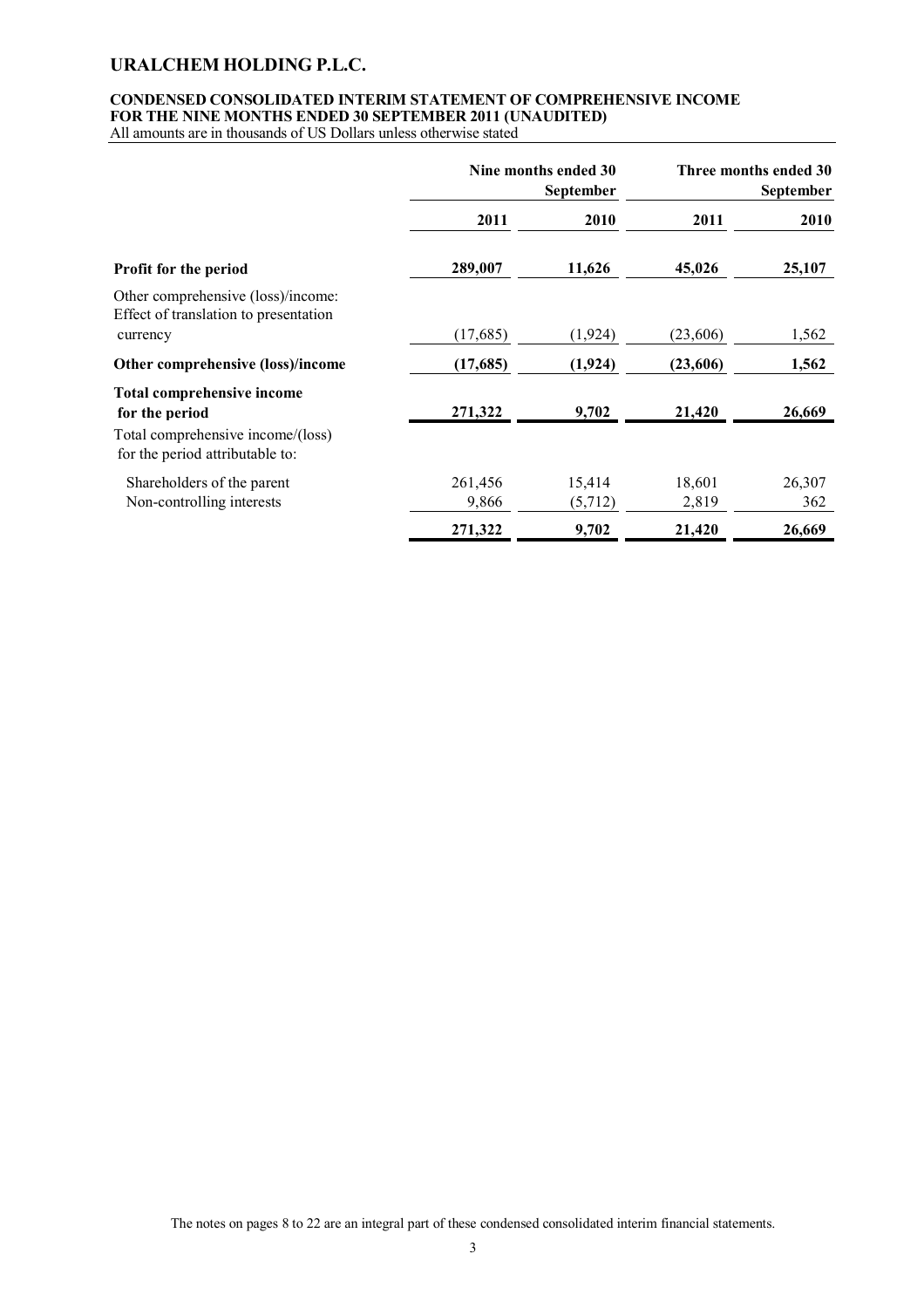# URALCHEM HOLDING P.L.C.

**CONDENSED CONSOLIDATED INTERIM STATEMENT OF COMPREHENSIVE INCOME FOR THE NINE MONTHS ENDED 30 SEPTEMBER 2011 (UNAUDITED)**

All amounts are in thousands of US Dollars unless otherwise stated

| | Nine months ended 30 September | | Three months ended 30 September | |
|---|---|---|---|---|
| | **2011** | **2010** | **2011** | **2010** |
| **Profit for the period** | **289,007** | **11,626** | **45,026** | **25,107** |
| Other comprehensive (loss)/income: Effect of translation to presentation currency | (17,685) | (1,924) | (23,606) | 1,562 |
| **Other comprehensive (loss)/income** | **(17,685)** | **(1,924)** | **(23,606)** | **1,562** |
| **Total comprehensive income for the period** | **271,322** | **9,702** | **21,420** | **26,669** |
| Total comprehensive income/(loss) for the period attributable to: | | | | |
| Shareholders of the parent | 261,456 | 15,414 | 18,601 | 26,307 |
| Non-controlling interests | 9,866 | (5,712) | 2,819 | 362 |
| | **271,322** | **9,702** | **21,420** | **26,669** |

The notes on pages 8 to 22 are an integral part of these condensed consolidated interim financial statements.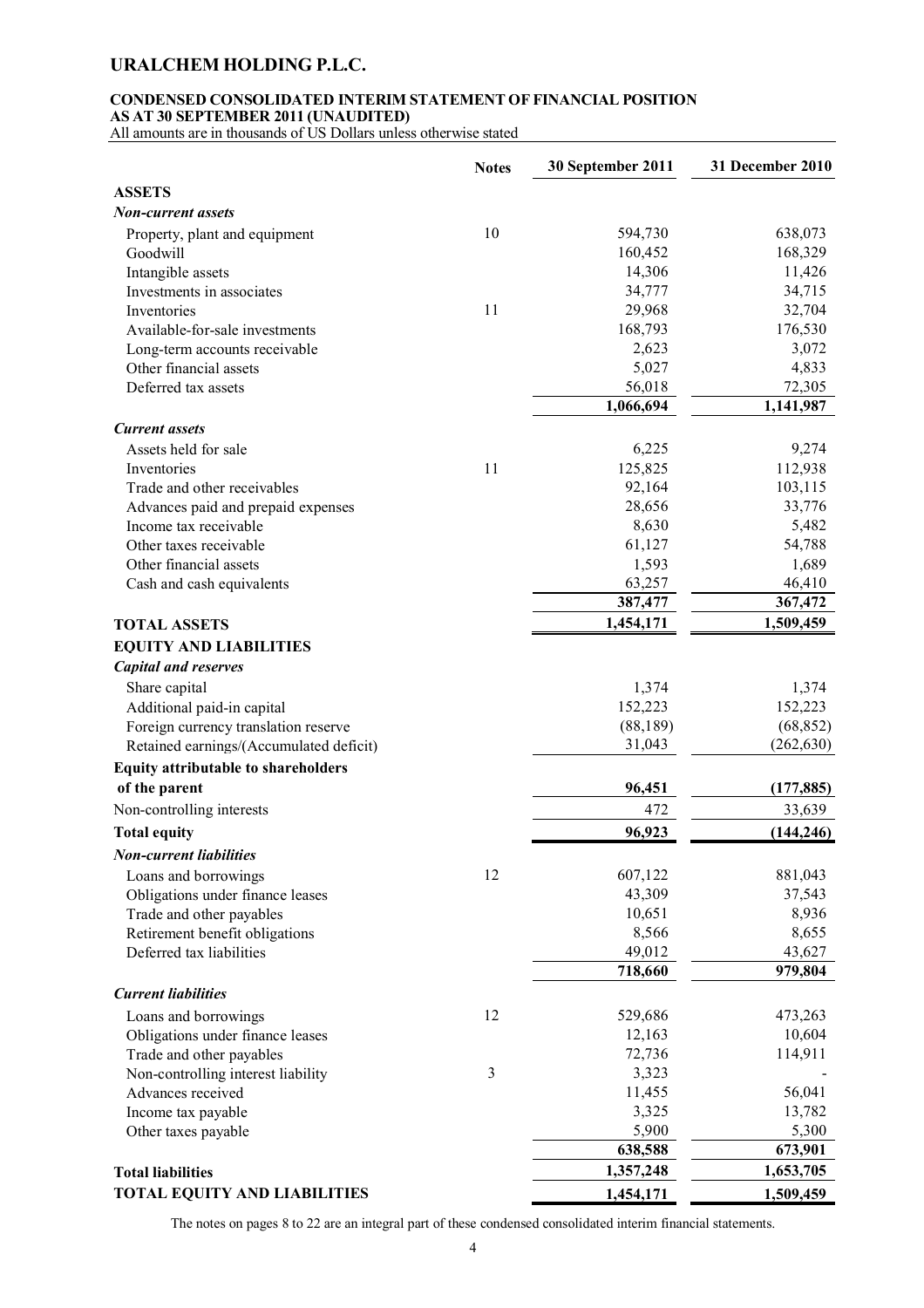# URALCHEM HOLDING P.L.C.

## CONDENSED CONSOLIDATED INTERIM STATEMENT OF FINANCIAL POSITION AS AT 30 SEPTEMBER 2011 (UNAUDITED)

All amounts are in thousands of US Dollars unless otherwise stated

| | Notes | 30 September 2011 | 31 December 2010 |
|---|---|---|---|
| **ASSETS** | | | |
| ***Non-current assets*** | | | |
| Property, plant and equipment | 10 | 594,730 | 638,073 |
| Goodwill | | 160,452 | 168,329 |
| Intangible assets | | 14,306 | 11,426 |
| Investments in associates | | 34,777 | 34,715 |
| Inventories | 11 | 29,968 | 32,704 |
| Available-for-sale investments | | 168,793 | 176,530 |
| Long-term accounts receivable | | 2,623 | 3,072 |
| Other financial assets | | 5,027 | 4,833 |
| Deferred tax assets | | 56,018 | 72,305 |
| | | **1,066,694** | **1,141,987** |
| ***Current assets*** | | | |
| Assets held for sale | | 6,225 | 9,274 |
| Inventories | 11 | 125,825 | 112,938 |
| Trade and other receivables | | 92,164 | 103,115 |
| Advances paid and prepaid expenses | | 28,656 | 33,776 |
| Income tax receivable | | 8,630 | 5,482 |
| Other taxes receivable | | 61,127 | 54,788 |
| Other financial assets | | 1,593 | 1,689 |
| Cash and cash equivalents | | 63,257 | 46,410 |
| | | **387,477** | **367,472** |
| **TOTAL ASSETS** | | **1,454,171** | **1,509,459** |
| **EQUITY AND LIABILITIES** | | | |
| ***Capital and reserves*** | | | |
| Share capital | | 1,374 | 1,374 |
| Additional paid-in capital | | 152,223 | 152,223 |
| Foreign currency translation reserve | | (88,189) | (68,852) |
| Retained earnings/(Accumulated deficit) | | 31,043 | (262,630) |
| **Equity attributable to shareholders of the parent** | | **96,451** | **(177,885)** |
| Non-controlling interests | | 472 | 33,639 |
| **Total equity** | | **96,923** | **(144,246)** |
| ***Non-current liabilities*** | | | |
| Loans and borrowings | 12 | 607,122 | 881,043 |
| Obligations under finance leases | | 43,309 | 37,543 |
| Trade and other payables | | 10,651 | 8,936 |
| Retirement benefit obligations | | 8,566 | 8,655 |
| Deferred tax liabilities | | 49,012 | 43,627 |
| | | **718,660** | **979,804** |
| ***Current liabilities*** | | | |
| Loans and borrowings | 12 | 529,686 | 473,263 |
| Obligations under finance leases | | 12,163 | 10,604 |
| Trade and other payables | | 72,736 | 114,911 |
| Non-controlling interest liability | 3 | 3,323 | - |
| Advances received | | 11,455 | 56,041 |
| Income tax payable | | 3,325 | 13,782 |
| Other taxes payable | | 5,900 | 5,300 |
| | | **638,588** | **673,901** |
| **Total liabilities** | | **1,357,248** | **1,653,705** |
| **TOTAL EQUITY AND LIABILITIES** | | **1,454,171** | **1,509,459** |

The notes on pages 8 to 22 are an integral part of these condensed consolidated interim financial statements.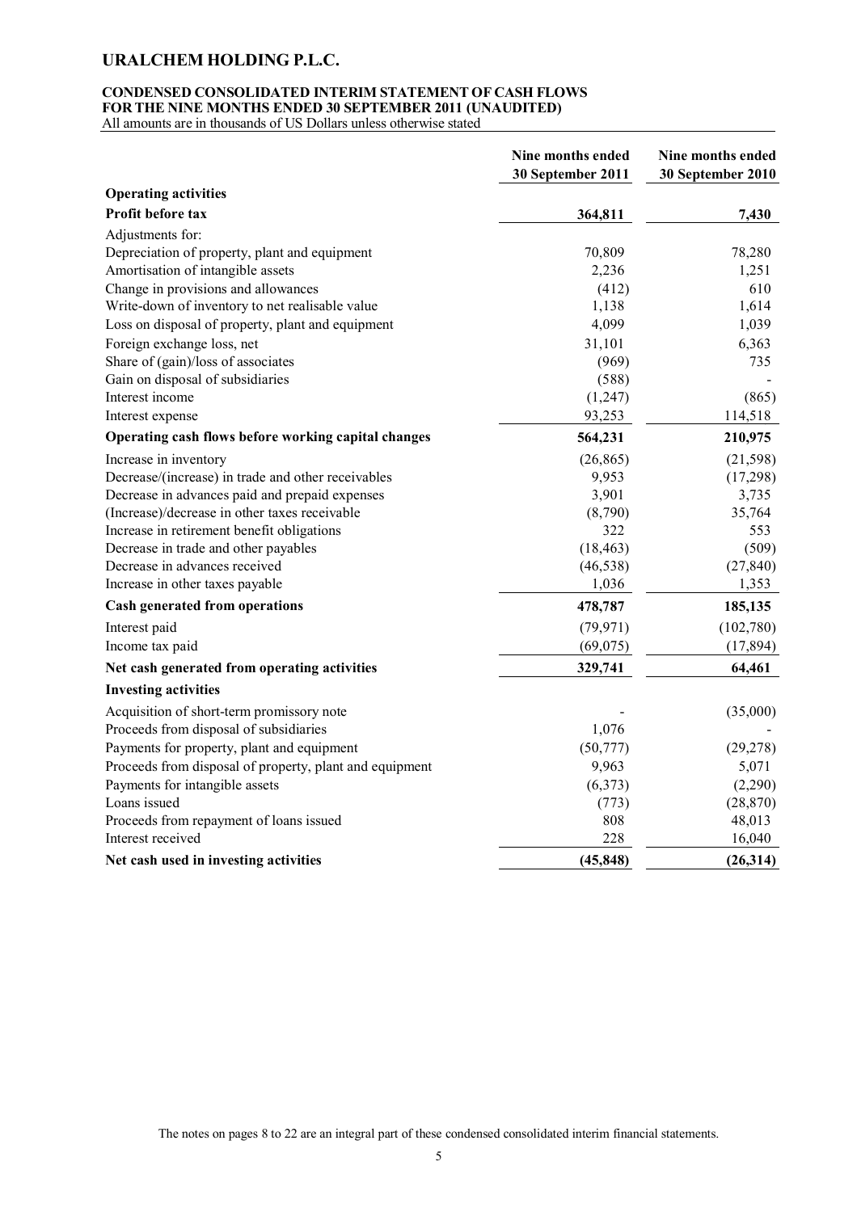# URALCHEM HOLDING P.L.C.

## CONDENSED CONSOLIDATED INTERIM STATEMENT OF CASH FLOWS FOR THE NINE MONTHS ENDED 30 SEPTEMBER 2011 (UNAUDITED)

All amounts are in thousands of US Dollars unless otherwise stated

| | Nine months ended 30 September 2011 | Nine months ended 30 September 2010 |
|---|---|---|
| **Operating activities** | | |
| **Profit before tax** | **364,811** | **7,430** |
| Adjustments for: | | |
| Depreciation of property, plant and equipment | 70,809 | 78,280 |
| Amortisation of intangible assets | 2,236 | 1,251 |
| Change in provisions and allowances | (412) | 610 |
| Write-down of inventory to net realisable value | 1,138 | 1,614 |
| Loss on disposal of property, plant and equipment | 4,099 | 1,039 |
| Foreign exchange loss, net | 31,101 | 6,363 |
| Share of (gain)/loss of associates | (969) | 735 |
| Gain on disposal of subsidiaries | (588) | - |
| Interest income | (1,247) | (865) |
| Interest expense | 93,253 | 114,518 |
| **Operating cash flows before working capital changes** | **564,231** | **210,975** |
| Increase in inventory | (26,865) | (21,598) |
| Decrease/(increase) in trade and other receivables | 9,953 | (17,298) |
| Decrease in advances paid and prepaid expenses | 3,901 | 3,735 |
| (Increase)/decrease in other taxes receivable | (8,790) | 35,764 |
| Increase in retirement benefit obligations | 322 | 553 |
| Decrease in trade and other payables | (18,463) | (509) |
| Decrease in advances received | (46,538) | (27,840) |
| Increase in other taxes payable | 1,036 | 1,353 |
| **Cash generated from operations** | **478,787** | **185,135** |
| Interest paid | (79,971) | (102,780) |
| Income tax paid | (69,075) | (17,894) |
| **Net cash generated from operating activities** | **329,741** | **64,461** |
| **Investing activities** | | |
| Acquisition of short-term promissory note | - | (35,000) |
| Proceeds from disposal of subsidiaries | 1,076 | - |
| Payments for property, plant and equipment | (50,777) | (29,278) |
| Proceeds from disposal of property, plant and equipment | 9,963 | 5,071 |
| Payments for intangible assets | (6,373) | (2,290) |
| Loans issued | (773) | (28,870) |
| Proceeds from repayment of loans issued | 808 | 48,013 |
| Interest received | 228 | 16,040 |
| **Net cash used in investing activities** | **(45,848)** | **(26,314)** |

The notes on pages 8 to 22 are an integral part of these condensed consolidated interim financial statements.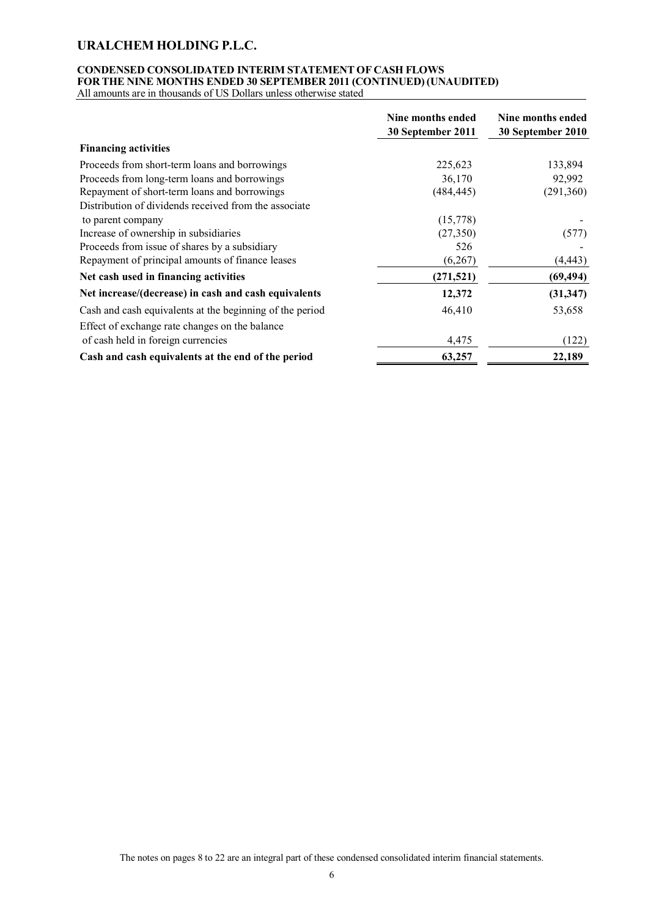# URALCHEM HOLDING P.L.C.

**CONDENSED CONSOLIDATED INTERIM STATEMENT OF CASH FLOWS**
**FOR THE NINE MONTHS ENDED 30 SEPTEMBER 2011 (CONTINUED) (UNAUDITED)**
All amounts are in thousands of US Dollars unless otherwise stated

| | Nine months ended 30 September 2011 | Nine months ended 30 September 2010 |
|---|---|---|
| **Financing activities** | | |
| Proceeds from short-term loans and borrowings | 225,623 | 133,894 |
| Proceeds from long-term loans and borrowings | 36,170 | 92,992 |
| Repayment of short-term loans and borrowings | (484,445) | (291,360) |
| Distribution of dividends received from the associate to parent company | (15,778) | - |
| Increase of ownership in subsidiaries | (27,350) | (577) |
| Proceeds from issue of shares by a subsidiary | 526 | - |
| Repayment of principal amounts of finance leases | (6,267) | (4,443) |
| **Net cash used in financing activities** | **(271,521)** | **(69,494)** |
| **Net increase/(decrease) in cash and cash equivalents** | **12,372** | **(31,347)** |
| Cash and cash equivalents at the beginning of the period | 46,410 | 53,658 |
| Effect of exchange rate changes on the balance of cash held in foreign currencies | 4,475 | (122) |
| **Cash and cash equivalents at the end of the period** | **63,257** | **22,189** |

The notes on pages 8 to 22 are an integral part of these condensed consolidated interim financial statements.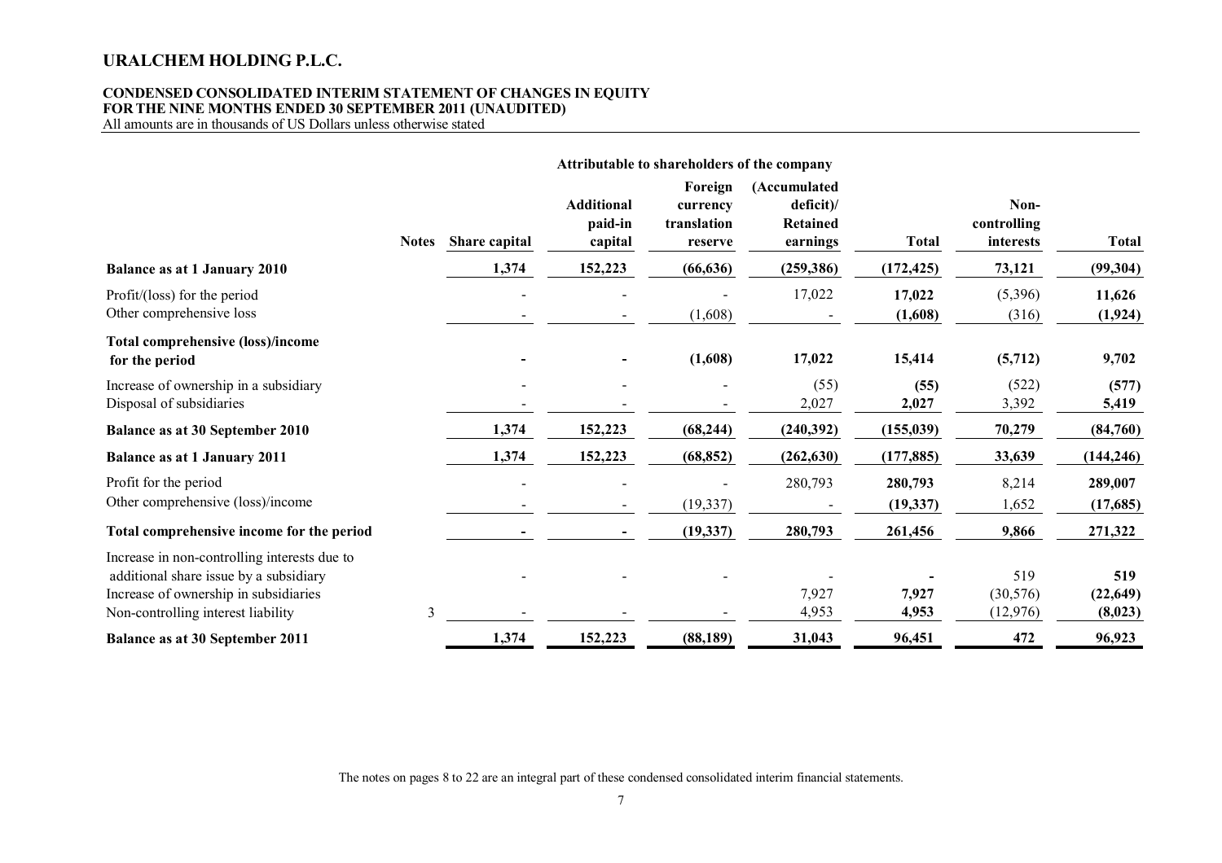# URALCHEM HOLDING P.L.C.

**CONDENSED CONSOLIDATED INTERIM STATEMENT OF CHANGES IN EQUITY**
**FOR THE NINE MONTHS ENDED 30 SEPTEMBER 2011 (UNAUDITED)**
All amounts are in thousands of US Dollars unless otherwise stated

| | | Attributable to shareholders of the company | | | | | | |
|---|---|---|---|---|---|---|---|---|
| | **Notes** | **Share capital** | **Additional paid-in capital** | **Foreign currency translation reserve** | **(Accumulated deficit)/ Retained earnings** | **Total** | **Non-controlling interests** | **Total** |
| **Balance as at 1 January 2010** | | **1,374** | **152,223** | **(66,636)** | **(259,386)** | **(172,425)** | **73,121** | **(99,304)** |
| Profit/(loss) for the period | | - | - | - | 17,022 | **17,022** | (5,396) | **11,626** |
| Other comprehensive loss | | - | - | (1,608) | - | **(1,608)** | (316) | **(1,924)** |
| **Total comprehensive (loss)/income for the period** | | **-** | **-** | **(1,608)** | **17,022** | **15,414** | **(5,712)** | **9,702** |
| Increase of ownership in a subsidiary | | - | - | - | (55) | **(55)** | (522) | **(577)** |
| Disposal of subsidiaries | | - | - | - | 2,027 | **2,027** | 3,392 | **5,419** |
| **Balance as at 30 September 2010** | | **1,374** | **152,223** | **(68,244)** | **(240,392)** | **(155,039)** | **70,279** | **(84,760)** |
| **Balance as at 1 January 2011** | | **1,374** | **152,223** | **(68,852)** | **(262,630)** | **(177,885)** | **33,639** | **(144,246)** |
| Profit for the period | | - | - | - | 280,793 | **280,793** | 8,214 | **289,007** |
| Other comprehensive (loss)/income | | - | - | (19,337) | - | **(19,337)** | 1,652 | **(17,685)** |
| **Total comprehensive income for the period** | | **-** | **-** | **(19,337)** | **280,793** | **261,456** | **9,866** | **271,322** |
| Increase in non-controlling interests due to additional share issue by a subsidiary | | - | - | - | - | **-** | 519 | **519** |
| Increase of ownership in subsidiaries | | | | | 7,927 | **7,927** | (30,576) | **(22,649)** |
| Non-controlling interest liability | 3 | - | - | - | 4,953 | **4,953** | (12,976) | **(8,023)** |
| **Balance as at 30 September 2011** | | **1,374** | **152,223** | **(88,189)** | **31,043** | **96,451** | **472** | **96,923** |

The notes on pages 8 to 22 are an integral part of these condensed consolidated interim financial statements.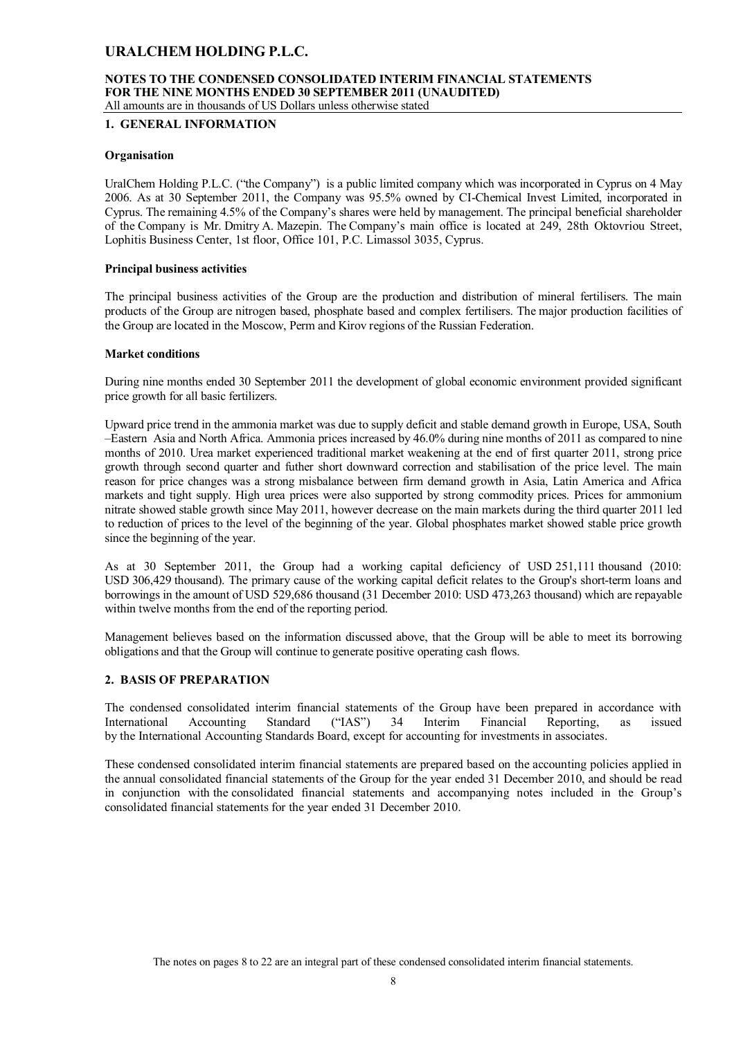# URALCHEM HOLDING P.L.C.

**NOTES TO THE CONDENSED CONSOLIDATED INTERIM FINANCIAL STATEMENTS FOR THE NINE MONTHS ENDED 30 SEPTEMBER 2011 (UNAUDITED)**
All amounts are in thousands of US Dollars unless otherwise stated

## 1. GENERAL INFORMATION

### Organisation

UralChem Holding P.L.C. ("the Company") is a public limited company which was incorporated in Cyprus on 4 May 2006. As at 30 September 2011, the Company was 95.5% owned by CI-Chemical Invest Limited, incorporated in Cyprus. The remaining 4.5% of the Company's shares were held by management. The principal beneficial shareholder of the Company is Mr. Dmitry A. Mazepin. The Company's main office is located at 249, 28th Oktovriou Street, Lophitis Business Center, 1st floor, Office 101, P.C. Limassol 3035, Cyprus.

### Principal business activities

The principal business activities of the Group are the production and distribution of mineral fertilisers. The main products of the Group are nitrogen based, phosphate based and complex fertilisers. The major production facilities of the Group are located in the Moscow, Perm and Kirov regions of the Russian Federation.

### Market conditions

During nine months ended 30 September 2011 the development of global economic environment provided significant price growth for all basic fertilizers.

Upward price trend in the ammonia market was due to supply deficit and stable demand growth in Europe, USA, South –Eastern Asia and North Africa. Ammonia prices increased by 46.0% during nine months of 2011 as compared to nine months of 2010. Urea market experienced traditional market weakening at the end of first quarter 2011, strong price growth through second quarter and futher short downward correction and stabilisation of the price level. The main reason for price changes was a strong misbalance between firm demand growth in Asia, Latin America and Africa markets and tight supply. High urea prices were also supported by strong commodity prices. Prices for ammonium nitrate showed stable growth since May 2011, however decrease on the main markets during the third quarter 2011 led to reduction of prices to the level of the beginning of the year. Global phosphates market showed stable price growth since the beginning of the year.

As at 30 September 2011, the Group had a working capital deficiency of USD 251,111 thousand (2010: USD 306,429 thousand). The primary cause of the working capital deficit relates to the Group's short-term loans and borrowings in the amount of USD 529,686 thousand (31 December 2010: USD 473,263 thousand) which are repayable within twelve months from the end of the reporting period.

Management believes based on the information discussed above, that the Group will be able to meet its borrowing obligations and that the Group will continue to generate positive operating cash flows.

## 2. BASIS OF PREPARATION

The condensed consolidated interim financial statements of the Group have been prepared in accordance with International Accounting Standard ("IAS") 34 Interim Financial Reporting, as issued by the International Accounting Standards Board, except for accounting for investments in associates.

These condensed consolidated interim financial statements are prepared based on the accounting policies applied in the annual consolidated financial statements of the Group for the year ended 31 December 2010, and should be read in conjunction with the consolidated financial statements and accompanying notes included in the Group's consolidated financial statements for the year ended 31 December 2010.

The notes on pages 8 to 22 are an integral part of these condensed consolidated interim financial statements.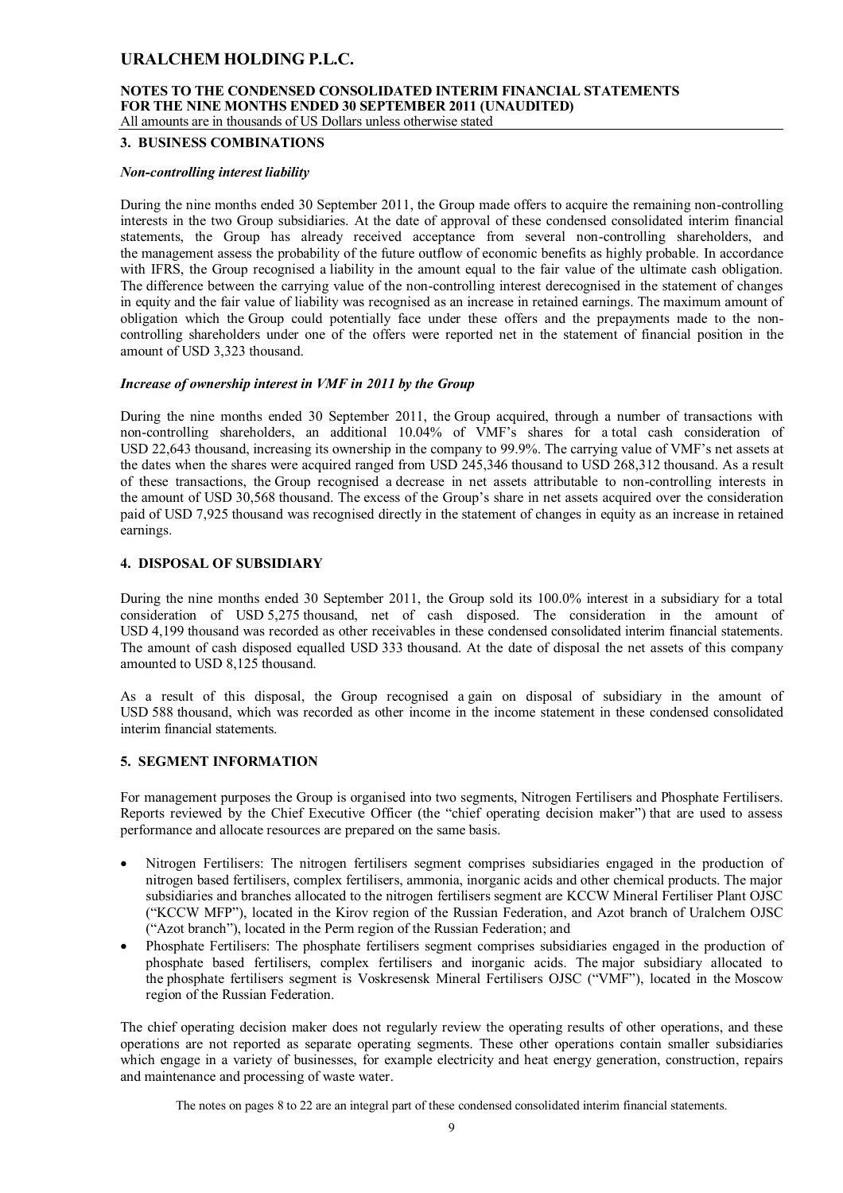## 3. BUSINESS COMBINATIONS

### *Non-controlling interest liability*

During the nine months ended 30 September 2011, the Group made offers to acquire the remaining non-controlling interests in the two Group subsidiaries. At the date of approval of these condensed consolidated interim financial statements, the Group has already received acceptance from several non-controlling shareholders, and the management assess the probability of the future outflow of economic benefits as highly probable. In accordance with IFRS, the Group recognised a liability in the amount equal to the fair value of the ultimate cash obligation. The difference between the carrying value of the non-controlling interest derecognised in the statement of changes in equity and the fair value of liability was recognised as an increase in retained earnings. The maximum amount of obligation which the Group could potentially face under these offers and the prepayments made to the non-controlling shareholders under one of the offers were reported net in the statement of financial position in the amount of USD 3,323 thousand.

### *Increase of ownership interest in VMF in 2011 by the Group*

During the nine months ended 30 September 2011, the Group acquired, through a number of transactions with non-controlling shareholders, an additional 10.04% of VMF's shares for a total cash consideration of USD 22,643 thousand, increasing its ownership in the company to 99.9%. The carrying value of VMF's net assets at the dates when the shares were acquired ranged from USD 245,346 thousand to USD 268,312 thousand. As a result of these transactions, the Group recognised a decrease in net assets attributable to non-controlling interests in the amount of USD 30,568 thousand. The excess of the Group's share in net assets acquired over the consideration paid of USD 7,925 thousand was recognised directly in the statement of changes in equity as an increase in retained earnings.

## 4. DISPOSAL OF SUBSIDIARY

During the nine months ended 30 September 2011, the Group sold its 100.0% interest in a subsidiary for a total consideration of USD 5,275 thousand, net of cash disposed. The consideration in the amount of USD 4,199 thousand was recorded as other receivables in these condensed consolidated interim financial statements. The amount of cash disposed equalled USD 333 thousand. At the date of disposal the net assets of this company amounted to USD 8,125 thousand.

As a result of this disposal, the Group recognised a gain on disposal of subsidiary in the amount of USD 588 thousand, which was recorded as other income in the income statement in these condensed consolidated interim financial statements.

## 5. SEGMENT INFORMATION

For management purposes the Group is organised into two segments, Nitrogen Fertilisers and Phosphate Fertilisers. Reports reviewed by the Chief Executive Officer (the "chief operating decision maker") that are used to assess performance and allocate resources are prepared on the same basis.

- Nitrogen Fertilisers: The nitrogen fertilisers segment comprises subsidiaries engaged in the production of nitrogen based fertilisers, complex fertilisers, ammonia, inorganic acids and other chemical products. The major subsidiaries and branches allocated to the nitrogen fertilisers segment are KCCW Mineral Fertiliser Plant OJSC ("KCCW MFP"), located in the Kirov region of the Russian Federation, and Azot branch of Uralchem OJSC ("Azot branch"), located in the Perm region of the Russian Federation; and
- Phosphate Fertilisers: The phosphate fertilisers segment comprises subsidiaries engaged in the production of phosphate based fertilisers, complex fertilisers and inorganic acids. The major subsidiary allocated to the phosphate fertilisers segment is Voskresensk Mineral Fertilisers OJSC ("VMF"), located in the Moscow region of the Russian Federation.

The chief operating decision maker does not regularly review the operating results of other operations, and these operations are not reported as separate operating segments. These other operations contain smaller subsidiaries which engage in a variety of businesses, for example electricity and heat energy generation, construction, repairs and maintenance and processing of waste water.

The notes on pages 8 to 22 are an integral part of these condensed consolidated interim financial statements.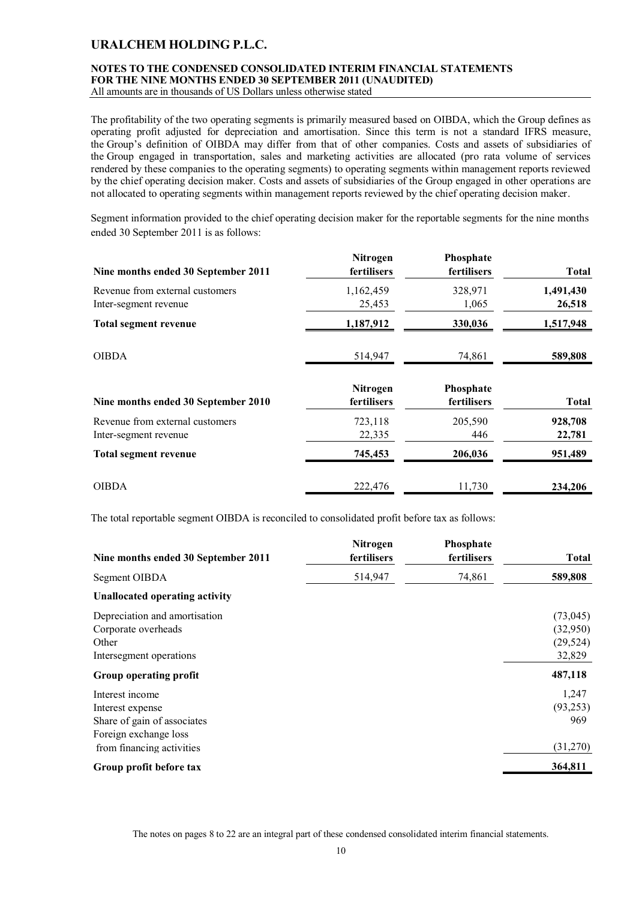# URALCHEM HOLDING P.L.C.

## NOTES TO THE CONDENSED CONSOLIDATED INTERIM FINANCIAL STATEMENTS FOR THE NINE MONTHS ENDED 30 SEPTEMBER 2011 (UNAUDITED)

All amounts are in thousands of US Dollars unless otherwise stated

The profitability of the two operating segments is primarily measured based on OIBDA, which the Group defines as operating profit adjusted for depreciation and amortisation. Since this term is not a standard IFRS measure, the Group's definition of OIBDA may differ from that of other companies. Costs and assets of subsidiaries of the Group engaged in transportation, sales and marketing activities are allocated (pro rata volume of services rendered by these companies to the operating segments) to operating segments within management reports reviewed by the chief operating decision maker. Costs and assets of subsidiaries of the Group engaged in other operations are not allocated to operating segments within management reports reviewed by the chief operating decision maker.

Segment information provided to the chief operating decision maker for the reportable segments for the nine months ended 30 September 2011 is as follows:

| Nine months ended 30 September 2011 | Nitrogen fertilisers | Phosphate fertilisers | Total |
|---|---|---|---|
| Revenue from external customers | 1,162,459 | 328,971 | **1,491,430** |
| Inter-segment revenue | 25,453 | 1,065 | **26,518** |
| **Total segment revenue** | **1,187,912** | **330,036** | **1,517,948** |
| OIBDA | 514,947 | 74,861 | **589,808** |

| Nine months ended 30 September 2010 | Nitrogen fertilisers | Phosphate fertilisers | Total |
|---|---|---|---|
| Revenue from external customers | 723,118 | 205,590 | **928,708** |
| Inter-segment revenue | 22,335 | 446 | **22,781** |
| **Total segment revenue** | **745,453** | **206,036** | **951,489** |
| OIBDA | 222,476 | 11,730 | **234,206** |

The total reportable segment OIBDA is reconciled to consolidated profit before tax as follows:

| Nine months ended 30 September 2011 | Nitrogen fertilisers | Phosphate fertilisers | Total |
|---|---|---|---|
| Segment OIBDA | 514,947 | 74,861 | **589,808** |
| **Unallocated operating activity** | | | |
| Depreciation and amortisation | | | (73,045) |
| Corporate overheads | | | (32,950) |
| Other | | | (29,524) |
| Intersegment operations | | | 32,829 |
| **Group operating profit** | | | **487,118** |
| Interest income | | | 1,247 |
| Interest expense | | | (93,253) |
| Share of gain of associates | | | 969 |
| Foreign exchange loss from financing activities | | | (31,270) |
| **Group profit before tax** | | | **364,811** |

The notes on pages 8 to 22 are an integral part of these condensed consolidated interim financial statements.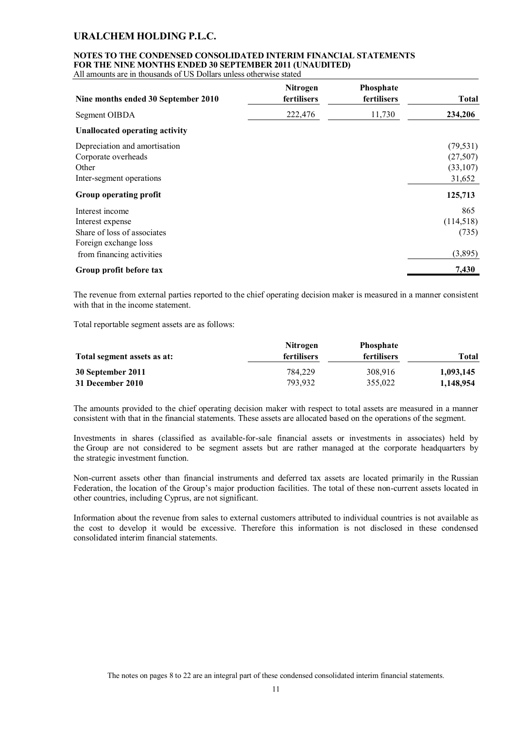| Nine months ended 30 September 2010 | Nitrogen fertilisers | Phosphate fertilisers | Total |
|---|---|---|---|
| Segment OIBDA | 222,476 | 11,730 | **234,206** |
| **Unallocated operating activity** | | | |
| Depreciation and amortisation | | | (79,531) |
| Corporate overheads | | | (27,507) |
| Other | | | (33,107) |
| Inter-segment operations | | | 31,652 |
| **Group operating profit** | | | **125,713** |
| Interest income | | | 865 |
| Interest expense | | | (114,518) |
| Share of loss of associates | | | (735) |
| Foreign exchange loss from financing activities | | | (3,895) |
| **Group profit before tax** | | | **7,430** |

The revenue from external parties reported to the chief operating decision maker is measured in a manner consistent with that in the income statement.

Total reportable segment assets are as follows:

| Total segment assets as at: | Nitrogen fertilisers | Phosphate fertilisers | Total |
|---|---|---|---|
| **30 September 2011** | 784,229 | 308,916 | **1,093,145** |
| **31 December 2010** | 793,932 | 355,022 | **1,148,954** |

The amounts provided to the chief operating decision maker with respect to total assets are measured in a manner consistent with that in the financial statements. These assets are allocated based on the operations of the segment.

Investments in shares (classified as available-for-sale financial assets or investments in associates) held by the Group are not considered to be segment assets but are rather managed at the corporate headquarters by the strategic investment function.

Non-current assets other than financial instruments and deferred tax assets are located primarily in the Russian Federation, the location of the Group's major production facilities. The total of these non-current assets located in other countries, including Cyprus, are not significant.

Information about the revenue from sales to external customers attributed to individual countries is not available as the cost to develop it would be excessive. Therefore this information is not disclosed in these condensed consolidated interim financial statements.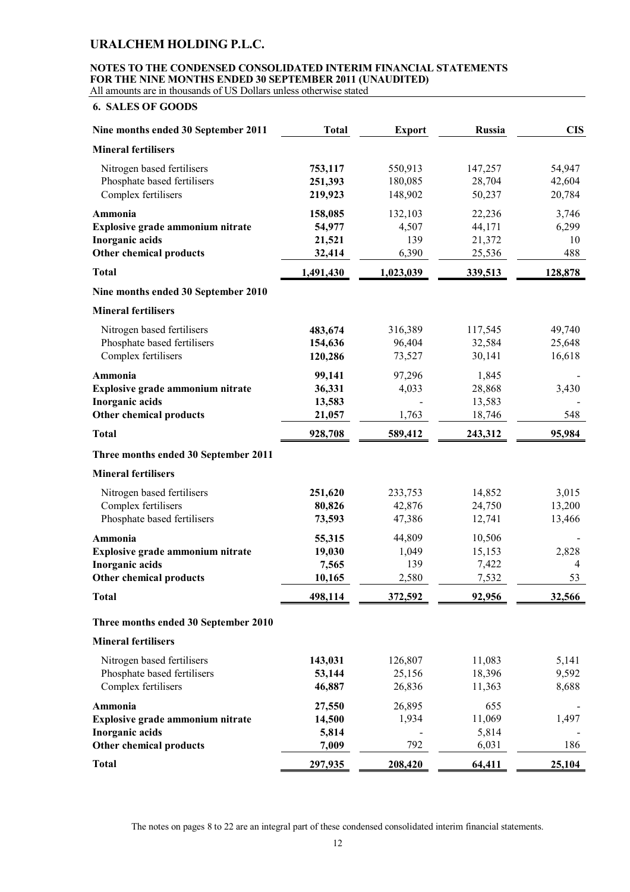# URALCHEM HOLDING P.L.C.

**NOTES TO THE CONDENSED CONSOLIDATED INTERIM FINANCIAL STATEMENTS FOR THE NINE MONTHS ENDED 30 SEPTEMBER 2011 (UNAUDITED)**
All amounts are in thousands of US Dollars unless otherwise stated

## 6. SALES OF GOODS

| Nine months ended 30 September 2011 | Total | Export | Russia | CIS |
|---|---|---|---|---|
| **Mineral fertilisers** | | | | |
| Nitrogen based fertilisers | **753,117** | 550,913 | 147,257 | 54,947 |
| Phosphate based fertilisers | **251,393** | 180,085 | 28,704 | 42,604 |
| Complex fertilisers | **219,923** | 148,902 | 50,237 | 20,784 |
| **Ammonia** | **158,085** | 132,103 | 22,236 | 3,746 |
| **Explosive grade ammonium nitrate** | **54,977** | 4,507 | 44,171 | 6,299 |
| **Inorganic acids** | **21,521** | 139 | 21,372 | 10 |
| **Other chemical products** | **32,414** | 6,390 | 25,536 | 488 |
| **Total** | **1,491,430** | **1,023,039** | **339,513** | **128,878** |
| **Nine months ended 30 September 2010** | | | | |
| **Mineral fertilisers** | | | | |
| Nitrogen based fertilisers | **483,674** | 316,389 | 117,545 | 49,740 |
| Phosphate based fertilisers | **154,636** | 96,404 | 32,584 | 25,648 |
| Complex fertilisers | **120,286** | 73,527 | 30,141 | 16,618 |
| **Ammonia** | **99,141** | 97,296 | 1,845 | - |
| **Explosive grade ammonium nitrate** | **36,331** | 4,033 | 28,868 | 3,430 |
| **Inorganic acids** | **13,583** | - | 13,583 | - |
| **Other chemical products** | **21,057** | 1,763 | 18,746 | 548 |
| **Total** | **928,708** | **589,412** | **243,312** | **95,984** |
| **Three months ended 30 September 2011** | | | | |
| **Mineral fertilisers** | | | | |
| Nitrogen based fertilisers | **251,620** | 233,753 | 14,852 | 3,015 |
| Complex fertilisers | **80,826** | 42,876 | 24,750 | 13,200 |
| Phosphate based fertilisers | **73,593** | 47,386 | 12,741 | 13,466 |
| **Ammonia** | **55,315** | 44,809 | 10,506 | - |
| **Explosive grade ammonium nitrate** | **19,030** | 1,049 | 15,153 | 2,828 |
| **Inorganic acids** | **7,565** | 139 | 7,422 | 4 |
| **Other chemical products** | **10,165** | 2,580 | 7,532 | 53 |
| **Total** | **498,114** | **372,592** | **92,956** | **32,566** |
| **Three months ended 30 September 2010** | | | | |
| **Mineral fertilisers** | | | | |
| Nitrogen based fertilisers | **143,031** | 126,807 | 11,083 | 5,141 |
| Phosphate based fertilisers | **53,144** | 25,156 | 18,396 | 9,592 |
| Complex fertilisers | **46,887** | 26,836 | 11,363 | 8,688 |
| **Ammonia** | **27,550** | 26,895 | 655 | - |
| **Explosive grade ammonium nitrate** | **14,500** | 1,934 | 11,069 | 1,497 |
| **Inorganic acids** | **5,814** | - | 5,814 | - |
| **Other chemical products** | **7,009** | 792 | 6,031 | 186 |
| **Total** | **297,935** | **208,420** | **64,411** | **25,104** |

The notes on pages 8 to 22 are an integral part of these condensed consolidated interim financial statements.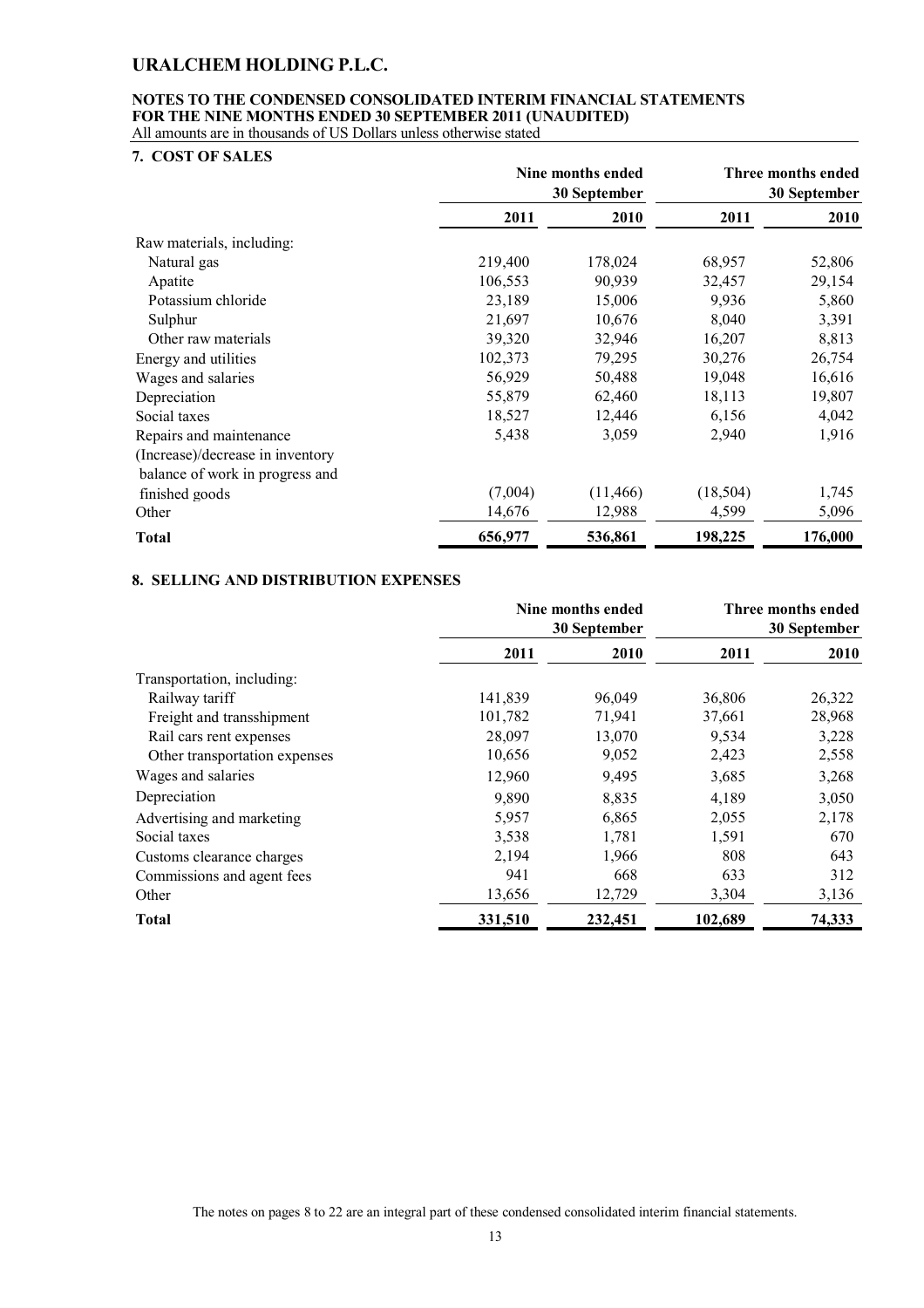## 7. COST OF SALES

| | Nine months ended 30 September | | Three months ended 30 September | |
|---|---|---|---|---|
| | 2011 | 2010 | 2011 | 2010 |
| Raw materials, including: | | | | |
| Natural gas | 219,400 | 178,024 | 68,957 | 52,806 |
| Apatite | 106,553 | 90,939 | 32,457 | 29,154 |
| Potassium chloride | 23,189 | 15,006 | 9,936 | 5,860 |
| Sulphur | 21,697 | 10,676 | 8,040 | 3,391 |
| Other raw materials | 39,320 | 32,946 | 16,207 | 8,813 |
| Energy and utilities | 102,373 | 79,295 | 30,276 | 26,754 |
| Wages and salaries | 56,929 | 50,488 | 19,048 | 16,616 |
| Depreciation | 55,879 | 62,460 | 18,113 | 19,807 |
| Social taxes | 18,527 | 12,446 | 6,156 | 4,042 |
| Repairs and maintenance | 5,438 | 3,059 | 2,940 | 1,916 |
| (Increase)/decrease in inventory balance of work in progress and finished goods | (7,004) | (11,466) | (18,504) | 1,745 |
| Other | 14,676 | 12,988 | 4,599 | 5,096 |
| **Total** | **656,977** | **536,861** | **198,225** | **176,000** |

## 8. SELLING AND DISTRIBUTION EXPENSES

| | Nine months ended 30 September | | Three months ended 30 September | |
|---|---|---|---|---|
| | 2011 | 2010 | 2011 | 2010 |
| Transportation, including: | | | | |
| Railway tariff | 141,839 | 96,049 | 36,806 | 26,322 |
| Freight and transshipment | 101,782 | 71,941 | 37,661 | 28,968 |
| Rail cars rent expenses | 28,097 | 13,070 | 9,534 | 3,228 |
| Other transportation expenses | 10,656 | 9,052 | 2,423 | 2,558 |
| Wages and salaries | 12,960 | 9,495 | 3,685 | 3,268 |
| Depreciation | 9,890 | 8,835 | 4,189 | 3,050 |
| Advertising and marketing | 5,957 | 6,865 | 2,055 | 2,178 |
| Social taxes | 3,538 | 1,781 | 1,591 | 670 |
| Customs clearance charges | 2,194 | 1,966 | 808 | 643 |
| Commissions and agent fees | 941 | 668 | 633 | 312 |
| Other | 13,656 | 12,729 | 3,304 | 3,136 |
| **Total** | **331,510** | **232,451** | **102,689** | **74,333** |

The notes on pages 8 to 22 are an integral part of these condensed consolidated interim financial statements.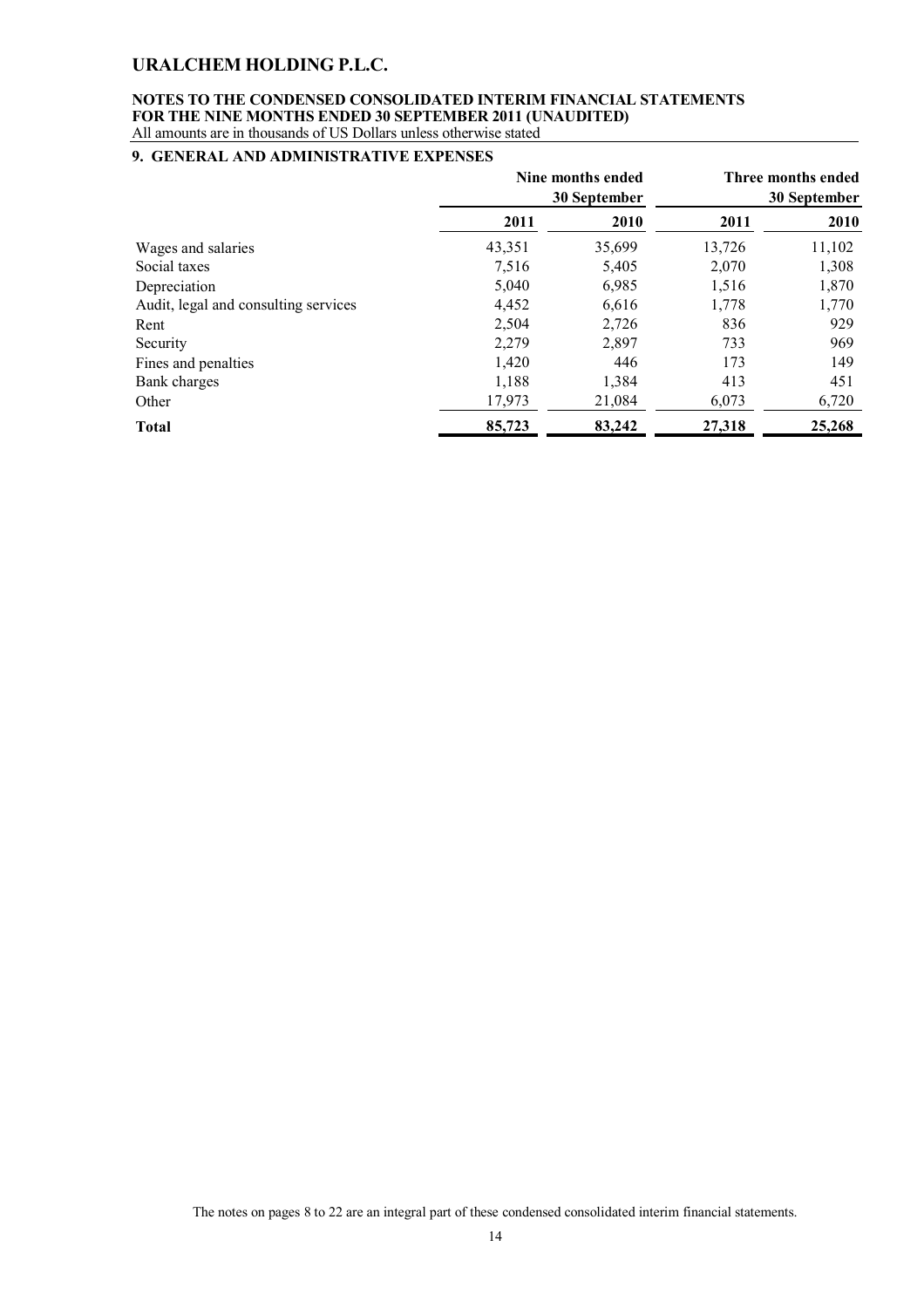## 9. GENERAL AND ADMINISTRATIVE EXPENSES

| | Nine months ended 30 September | | Three months ended 30 September | |
|---|---|---|---|---|
| | 2011 | 2010 | 2011 | 2010 |
| Wages and salaries | 43,351 | 35,699 | 13,726 | 11,102 |
| Social taxes | 7,516 | 5,405 | 2,070 | 1,308 |
| Depreciation | 5,040 | 6,985 | 1,516 | 1,870 |
| Audit, legal and consulting services | 4,452 | 6,616 | 1,778 | 1,770 |
| Rent | 2,504 | 2,726 | 836 | 929 |
| Security | 2,279 | 2,897 | 733 | 969 |
| Fines and penalties | 1,420 | 446 | 173 | 149 |
| Bank charges | 1,188 | 1,384 | 413 | 451 |
| Other | 17,973 | 21,084 | 6,073 | 6,720 |
| **Total** | **85,723** | **83,242** | **27,318** | **25,268** |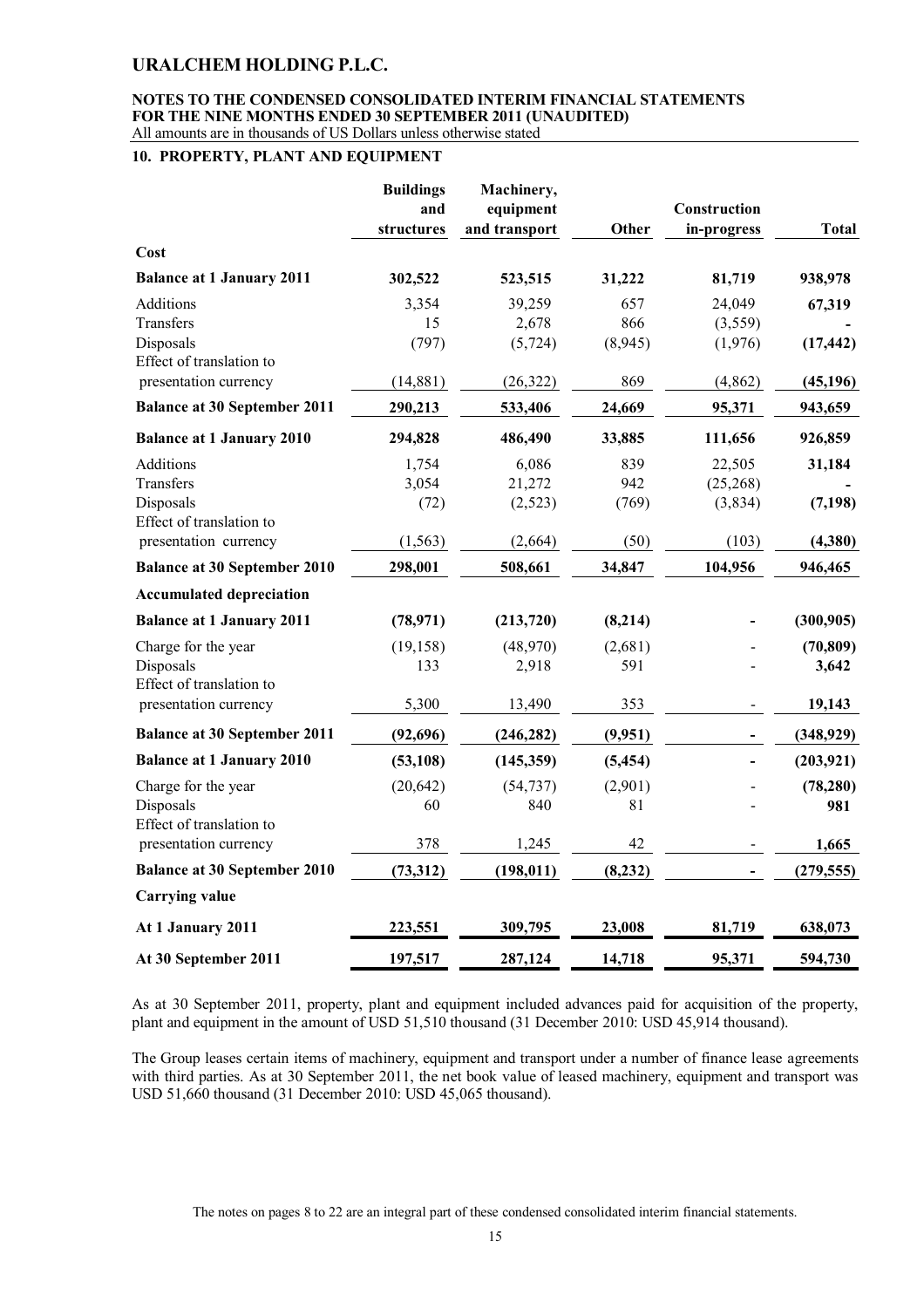## 10. PROPERTY, PLANT AND EQUIPMENT

| | Buildings and structures | Machinery, equipment and transport | Other | Construction in-progress | Total |
|---|---|---|---|---|---|
| **Cost** | | | | | |
| **Balance at 1 January 2011** | **302,522** | **523,515** | **31,222** | **81,719** | **938,978** |
| Additions | 3,354 | 39,259 | 657 | 24,049 | **67,319** |
| Transfers | 15 | 2,678 | 866 | (3,559) | **-** |
| Disposals | (797) | (5,724) | (8,945) | (1,976) | **(17,442)** |
| Effect of translation to presentation currency | (14,881) | (26,322) | 869 | (4,862) | **(45,196)** |
| **Balance at 30 September 2011** | **290,213** | **533,406** | **24,669** | **95,371** | **943,659** |
| **Balance at 1 January 2010** | **294,828** | **486,490** | **33,885** | **111,656** | **926,859** |
| Additions | 1,754 | 6,086 | 839 | 22,505 | **31,184** |
| Transfers | 3,054 | 21,272 | 942 | (25,268) | **-** |
| Disposals | (72) | (2,523) | (769) | (3,834) | **(7,198)** |
| Effect of translation to presentation currency | (1,563) | (2,664) | (50) | (103) | **(4,380)** |
| **Balance at 30 September 2010** | **298,001** | **508,661** | **34,847** | **104,956** | **946,465** |
| **Accumulated depreciation** | | | | | |
| **Balance at 1 January 2011** | **(78,971)** | **(213,720)** | **(8,214)** | **-** | **(300,905)** |
| Charge for the year | (19,158) | (48,970) | (2,681) | - | **(70,809)** |
| Disposals | 133 | 2,918 | 591 | - | **3,642** |
| Effect of translation to presentation currency | 5,300 | 13,490 | 353 | - | **19,143** |
| **Balance at 30 September 2011** | **(92,696)** | **(246,282)** | **(9,951)** | **-** | **(348,929)** |
| **Balance at 1 January 2010** | **(53,108)** | **(145,359)** | **(5,454)** | **-** | **(203,921)** |
| Charge for the year | (20,642) | (54,737) | (2,901) | - | **(78,280)** |
| Disposals | 60 | 840 | 81 | - | **981** |
| Effect of translation to presentation currency | 378 | 1,245 | 42 | - | **1,665** |
| **Balance at 30 September 2010** | **(73,312)** | **(198,011)** | **(8,232)** | **-** | **(279,555)** |
| **Carrying value** | | | | | |
| **At 1 January 2011** | **223,551** | **309,795** | **23,008** | **81,719** | **638,073** |
| **At 30 September 2011** | **197,517** | **287,124** | **14,718** | **95,371** | **594,730** |

As at 30 September 2011, property, plant and equipment included advances paid for acquisition of the property, plant and equipment in the amount of USD 51,510 thousand (31 December 2010: USD 45,914 thousand).

The Group leases certain items of machinery, equipment and transport under a number of finance lease agreements with third parties. As at 30 September 2011, the net book value of leased machinery, equipment and transport was USD 51,660 thousand (31 December 2010: USD 45,065 thousand).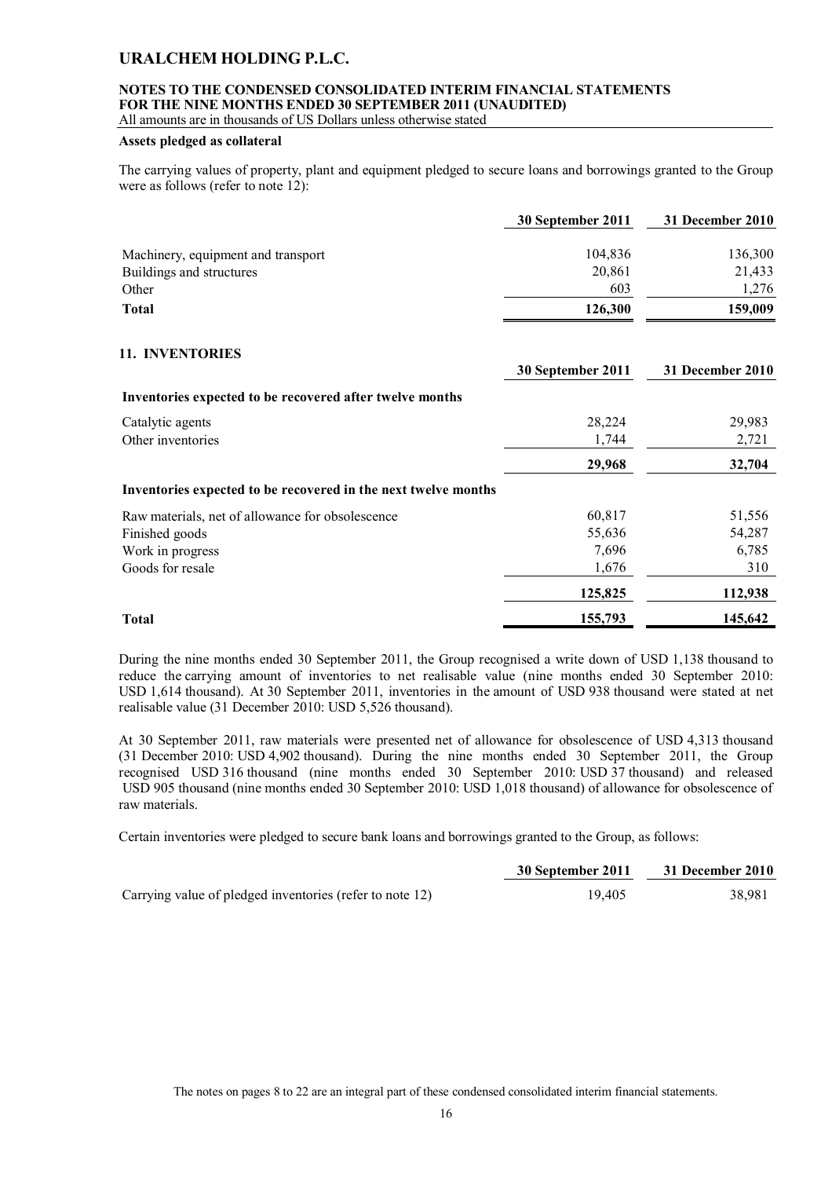**Assets pledged as collateral**

The carrying values of property, plant and equipment pledged to secure loans and borrowings granted to the Group were as follows (refer to note 12):

| | 30 September 2011 | 31 December 2010 |
|---|---|---|
| Machinery, equipment and transport | 104,836 | 136,300 |
| Buildings and structures | 20,861 | 21,433 |
| Other | 603 | 1,276 |
| **Total** | **126,300** | **159,009** |

## 11. INVENTORIES

| | 30 September 2011 | 31 December 2010 |
|---|---|---|
| **Inventories expected to be recovered after twelve months** | | |
| Catalytic agents | 28,224 | 29,983 |
| Other inventories | 1,744 | 2,721 |
| | **29,968** | **32,704** |
| **Inventories expected to be recovered in the next twelve months** | | |
| Raw materials, net of allowance for obsolescence | 60,817 | 51,556 |
| Finished goods | 55,636 | 54,287 |
| Work in progress | 7,696 | 6,785 |
| Goods for resale | 1,676 | 310 |
| | **125,825** | **112,938** |
| **Total** | **155,793** | **145,642** |

During the nine months ended 30 September 2011, the Group recognised a write down of USD 1,138 thousand to reduce the carrying amount of inventories to net realisable value (nine months ended 30 September 2010: USD 1,614 thousand). At 30 September 2011, inventories in the amount of USD 938 thousand were stated at net realisable value (31 December 2010: USD 5,526 thousand).

At 30 September 2011, raw materials were presented net of allowance for obsolescence of USD 4,313 thousand (31 December 2010: USD 4,902 thousand). During the nine months ended 30 September 2011, the Group recognised USD 316 thousand (nine months ended 30 September 2010: USD 37 thousand) and released USD 905 thousand (nine months ended 30 September 2010: USD 1,018 thousand) of allowance for obsolescence of raw materials.

Certain inventories were pledged to secure bank loans and borrowings granted to the Group, as follows:

| | 30 September 2011 | 31 December 2010 |
|---|---|---|
| Carrying value of pledged inventories (refer to note 12) | 19,405 | 38,981 |

The notes on pages 8 to 22 are an integral part of these condensed consolidated interim financial statements.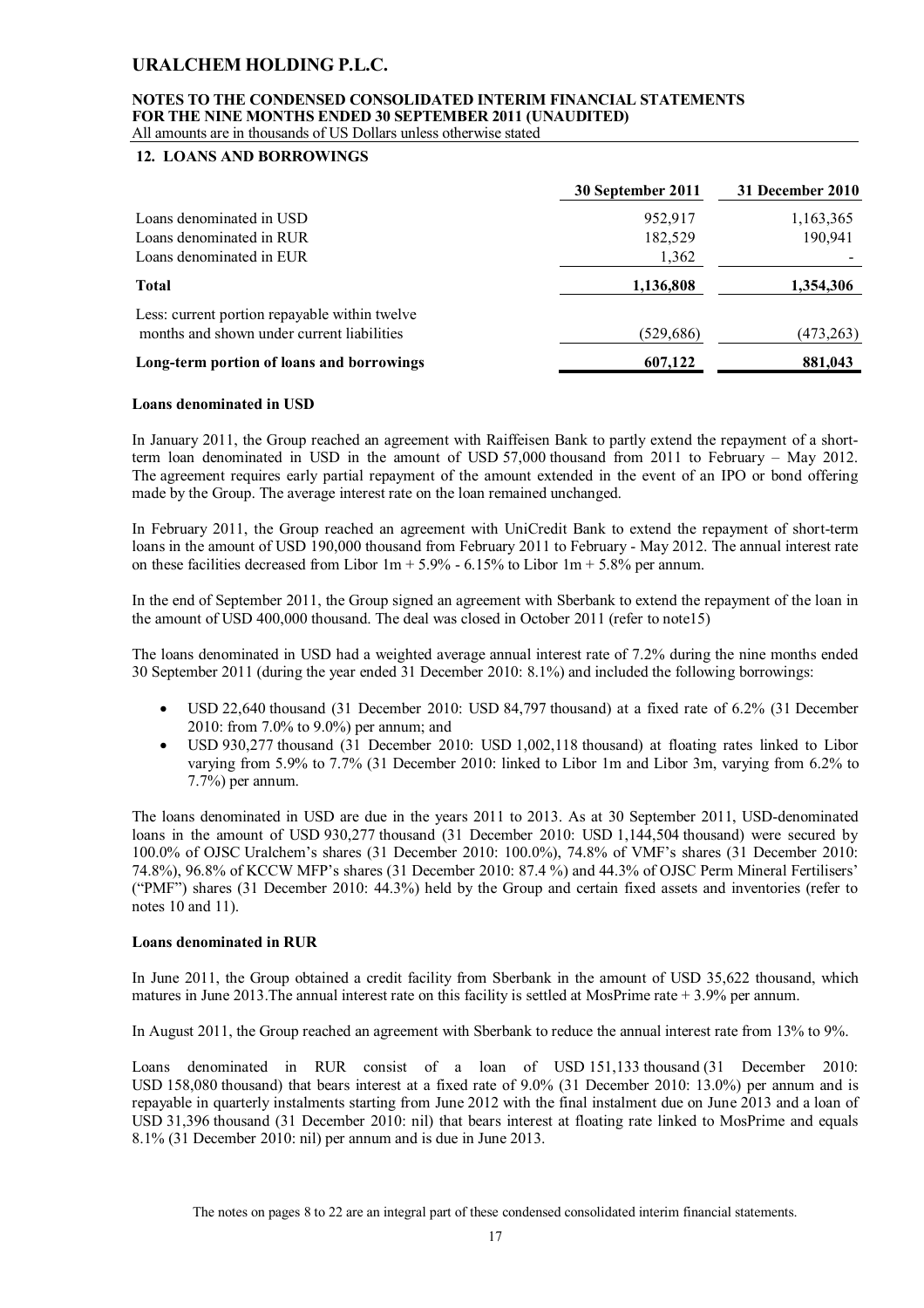# URALCHEM HOLDING P.L.C.

**NOTES TO THE CONDENSED CONSOLIDATED INTERIM FINANCIAL STATEMENTS FOR THE NINE MONTHS ENDED 30 SEPTEMBER 2011 (UNAUDITED)**

All amounts are in thousands of US Dollars unless otherwise stated

## 12. LOANS AND BORROWINGS

| | 30 September 2011 | 31 December 2010 |
|---|---|---|
| Loans denominated in USD | 952,917 | 1,163,365 |
| Loans denominated in RUR | 182,529 | 190,941 |
| Loans denominated in EUR | 1,362 | - |
| **Total** | **1,136,808** | **1,354,306** |
| Less: current portion repayable within twelve months and shown under current liabilities | (529,686) | (473,263) |
| **Long-term portion of loans and borrowings** | **607,122** | **881,043** |

**Loans denominated in USD**

In January 2011, the Group reached an agreement with Raiffeisen Bank to partly extend the repayment of a short-term loan denominated in USD in the amount of USD 57,000 thousand from 2011 to February – May 2012. The agreement requires early partial repayment of the amount extended in the event of an IPO or bond offering made by the Group. The average interest rate on the loan remained unchanged.

In February 2011, the Group reached an agreement with UniCredit Bank to extend the repayment of short-term loans in the amount of USD 190,000 thousand from February 2011 to February - May 2012. The annual interest rate on these facilities decreased from Libor 1m + 5.9% - 6.15% to Libor 1m + 5.8% per annum.

In the end of September 2011, the Group signed an agreement with Sberbank to extend the repayment of the loan in the amount of USD 400,000 thousand. The deal was closed in October 2011 (refer to note15)

The loans denominated in USD had a weighted average annual interest rate of 7.2% during the nine months ended 30 September 2011 (during the year ended 31 December 2010: 8.1%) and included the following borrowings:

- USD 22,640 thousand (31 December 2010: USD 84,797 thousand) at a fixed rate of 6.2% (31 December 2010: from 7.0% to 9.0%) per annum; and
- USD 930,277 thousand (31 December 2010: USD 1,002,118 thousand) at floating rates linked to Libor varying from 5.9% to 7.7% (31 December 2010: linked to Libor 1m and Libor 3m, varying from 6.2% to 7.7%) per annum.

The loans denominated in USD are due in the years 2011 to 2013. As at 30 September 2011, USD-denominated loans in the amount of USD 930,277 thousand (31 December 2010: USD 1,144,504 thousand) were secured by 100.0% of OJSC Uralchem's shares (31 December 2010: 100.0%), 74.8% of VMF's shares (31 December 2010: 74.8%), 96.8% of KCCW MFP's shares (31 December 2010: 87.4 %) and 44.3% of OJSC Perm Mineral Fertilisers' ("PMF") shares (31 December 2010: 44.3%) held by the Group and certain fixed assets and inventories (refer to notes 10 and 11).

**Loans denominated in RUR**

In June 2011, the Group obtained a credit facility from Sberbank in the amount of USD 35,622 thousand, which matures in June 2013.The annual interest rate on this facility is settled at MosPrime rate + 3.9% per annum.

In August 2011, the Group reached an agreement with Sberbank to reduce the annual interest rate from 13% to 9%.

Loans denominated in RUR consist of a loan of USD 151,133 thousand (31 December 2010: USD 158,080 thousand) that bears interest at a fixed rate of 9.0% (31 December 2010: 13.0%) per annum and is repayable in quarterly instalments starting from June 2012 with the final instalment due on June 2013 and a loan of USD 31,396 thousand (31 December 2010: nil) that bears interest at floating rate linked to MosPrime and equals 8.1% (31 December 2010: nil) per annum and is due in June 2013.

The notes on pages 8 to 22 are an integral part of these condensed consolidated interim financial statements.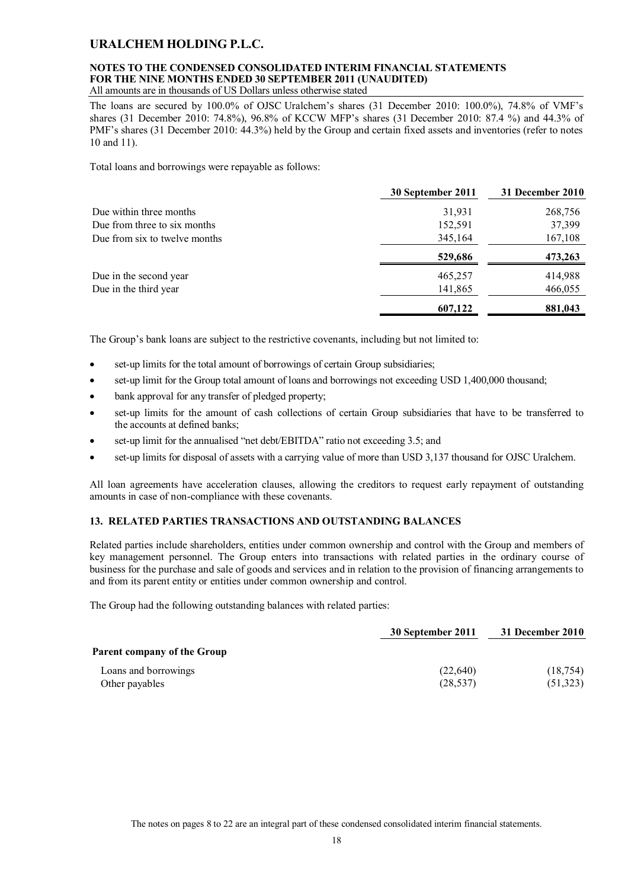The loans are secured by 100.0% of OJSC Uralchem's shares (31 December 2010: 100.0%), 74.8% of VMF's shares (31 December 2010: 74.8%), 96.8% of KCCW MFP's shares (31 December 2010: 87.4 %) and 44.3% of PMF's shares (31 December 2010: 44.3%) held by the Group and certain fixed assets and inventories (refer to notes 10 and 11).

Total loans and borrowings were repayable as follows:

| | 30 September 2011 | 31 December 2010 |
|---|---|---|
| Due within three months | 31,931 | 268,756 |
| Due from three to six months | 152,591 | 37,399 |
| Due from six to twelve months | 345,164 | 167,108 |
| | **529,686** | **473,263** |
| Due in the second year | 465,257 | 414,988 |
| Due in the third year | 141,865 | 466,055 |
| | **607,122** | **881,043** |

The Group's bank loans are subject to the restrictive covenants, including but not limited to:

- set-up limits for the total amount of borrowings of certain Group subsidiaries;
- set-up limit for the Group total amount of loans and borrowings not exceeding USD 1,400,000 thousand;
- bank approval for any transfer of pledged property;
- set-up limits for the amount of cash collections of certain Group subsidiaries that have to be transferred to the accounts at defined banks;
- set-up limit for the annualised "net debt/EBITDA" ratio not exceeding 3.5; and
- set-up limits for disposal of assets with a carrying value of more than USD 3,137 thousand for OJSC Uralchem.

All loan agreements have acceleration clauses, allowing the creditors to request early repayment of outstanding amounts in case of non-compliance with these covenants.

## 13. RELATED PARTIES TRANSACTIONS AND OUTSTANDING BALANCES

Related parties include shareholders, entities under common ownership and control with the Group and members of key management personnel. The Group enters into transactions with related parties in the ordinary course of business for the purchase and sale of goods and services and in relation to the provision of financing arrangements to and from its parent entity or entities under common ownership and control.

The Group had the following outstanding balances with related parties:

| | 30 September 2011 | 31 December 2010 |
|---|---|---|
| **Parent company of the Group** | | |
| Loans and borrowings | (22,640) | (18,754) |
| Other payables | (28,537) | (51,323) |

The notes on pages 8 to 22 are an integral part of these condensed consolidated interim financial statements.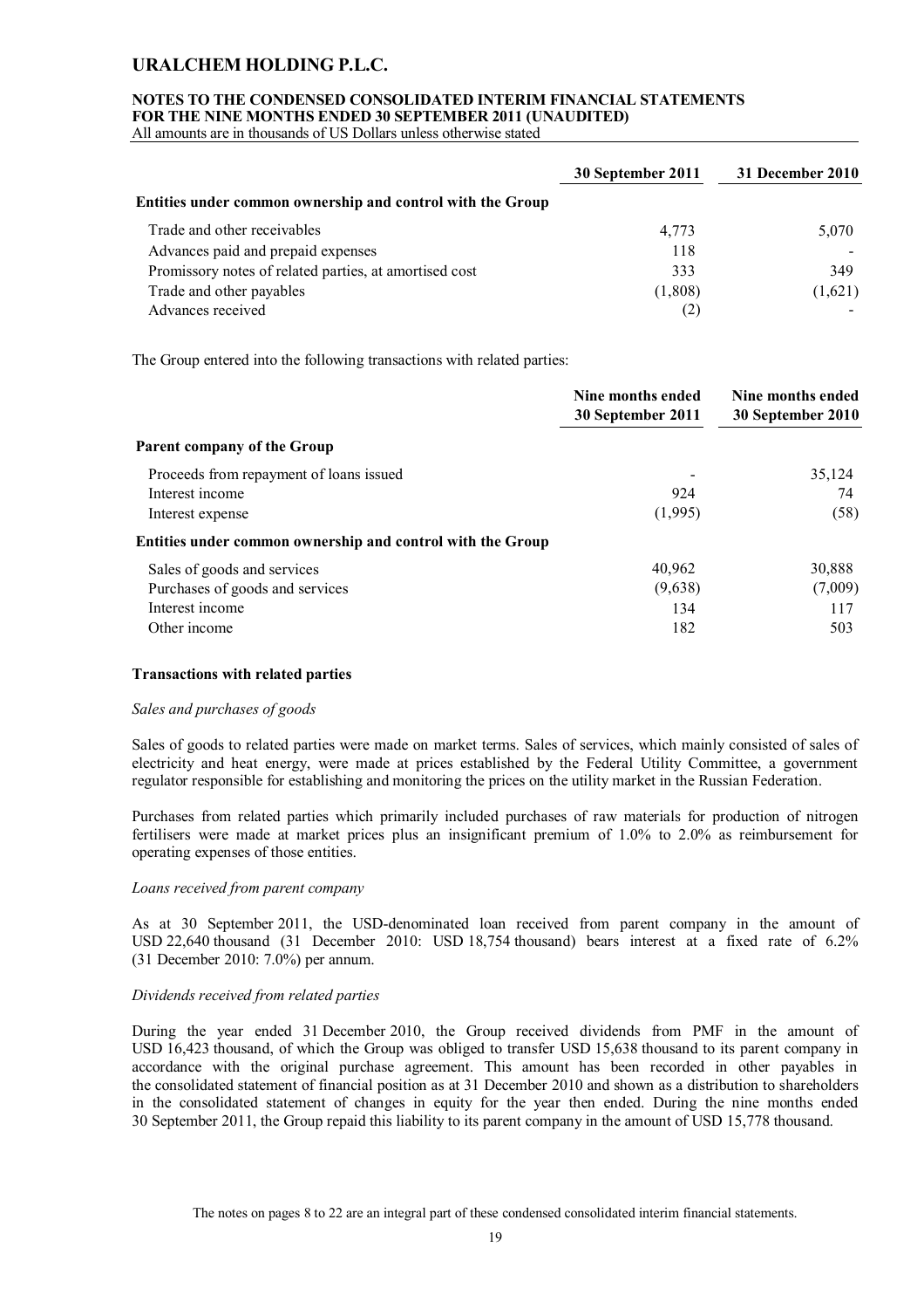| | 30 September 2011 | 31 December 2010 |
|---|---|---|
| **Entities under common ownership and control with the Group** | | |
| Trade and other receivables | 4,773 | 5,070 |
| Advances paid and prepaid expenses | 118 | - |
| Promissory notes of related parties, at amortised cost | 333 | 349 |
| Trade and other payables | (1,808) | (1,621) |
| Advances received | (2) | - |

The Group entered into the following transactions with related parties:

| | Nine months ended 30 September 2011 | Nine months ended 30 September 2010 |
|---|---|---|
| **Parent company of the Group** | | |
| Proceeds from repayment of loans issued | - | 35,124 |
| Interest income | 924 | 74 |
| Interest expense | (1,995) | (58) |
| **Entities under common ownership and control with the Group** | | |
| Sales of goods and services | 40,962 | 30,888 |
| Purchases of goods and services | (9,638) | (7,009) |
| Interest income | 134 | 117 |
| Other income | 182 | 503 |

**Transactions with related parties**

*Sales and purchases of goods*

Sales of goods to related parties were made on market terms. Sales of services, which mainly consisted of sales of electricity and heat energy, were made at prices established by the Federal Utility Committee, a government regulator responsible for establishing and monitoring the prices on the utility market in the Russian Federation.

Purchases from related parties which primarily included purchases of raw materials for production of nitrogen fertilisers were made at market prices plus an insignificant premium of 1.0% to 2.0% as reimbursement for operating expenses of those entities.

*Loans received from parent company*

As at 30 September 2011, the USD-denominated loan received from parent company in the amount of USD 22,640 thousand (31 December 2010: USD 18,754 thousand) bears interest at a fixed rate of 6.2% (31 December 2010: 7.0%) per annum.

*Dividends received from related parties*

During the year ended 31 December 2010, the Group received dividends from PMF in the amount of USD 16,423 thousand, of which the Group was obliged to transfer USD 15,638 thousand to its parent company in accordance with the original purchase agreement. This amount has been recorded in other payables in the consolidated statement of financial position as at 31 December 2010 and shown as a distribution to shareholders in the consolidated statement of changes in equity for the year then ended. During the nine months ended 30 September 2011, the Group repaid this liability to its parent company in the amount of USD 15,778 thousand.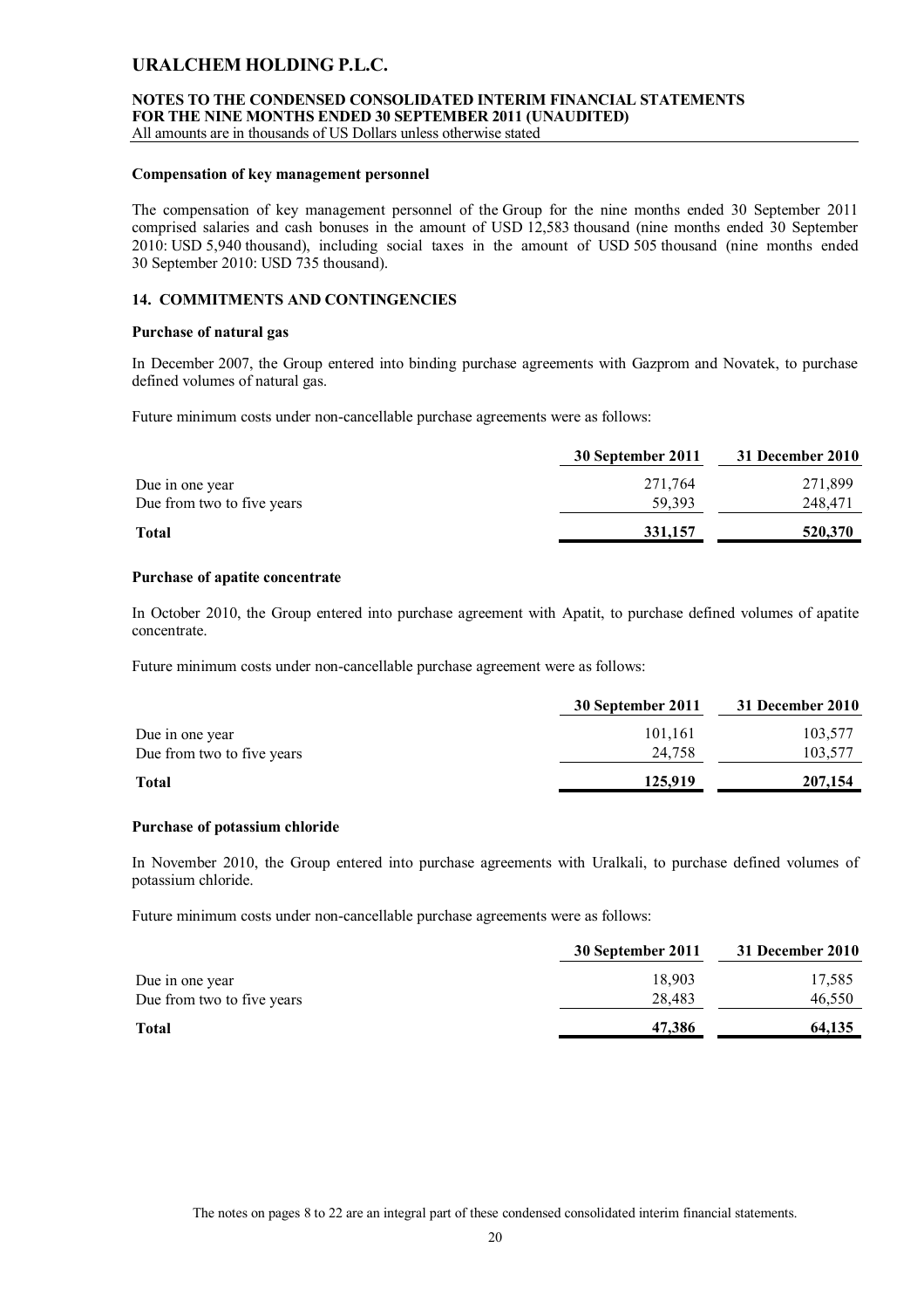#### Compensation of key management personnel

The compensation of key management personnel of the Group for the nine months ended 30 September 2011 comprised salaries and cash bonuses in the amount of USD 12,583 thousand (nine months ended 30 September 2010: USD 5,940 thousand), including social taxes in the amount of USD 505 thousand (nine months ended 30 September 2010: USD 735 thousand).

## 14. COMMITMENTS AND CONTINGENCIES

#### Purchase of natural gas

In December 2007, the Group entered into binding purchase agreements with Gazprom and Novatek, to purchase defined volumes of natural gas.

Future minimum costs under non-cancellable purchase agreements were as follows:

| | 30 September 2011 | 31 December 2010 |
|---|---|---|
| Due in one year | 271,764 | 271,899 |
| Due from two to five years | 59,393 | 248,471 |
| **Total** | **331,157** | **520,370** |

#### Purchase of apatite concentrate

In October 2010, the Group entered into purchase agreement with Apatit, to purchase defined volumes of apatite concentrate.

Future minimum costs under non-cancellable purchase agreement were as follows:

| | 30 September 2011 | 31 December 2010 |
|---|---|---|
| Due in one year | 101,161 | 103,577 |
| Due from two to five years | 24,758 | 103,577 |
| **Total** | **125,919** | **207,154** |

#### Purchase of potassium chloride

In November 2010, the Group entered into purchase agreements with Uralkali, to purchase defined volumes of potassium chloride.

Future minimum costs under non-cancellable purchase agreements were as follows:

| | 30 September 2011 | 31 December 2010 |
|---|---|---|
| Due in one year | 18,903 | 17,585 |
| Due from two to five years | 28,483 | 46,550 |
| **Total** | **47,386** | **64,135** |

The notes on pages 8 to 22 are an integral part of these condensed consolidated interim financial statements.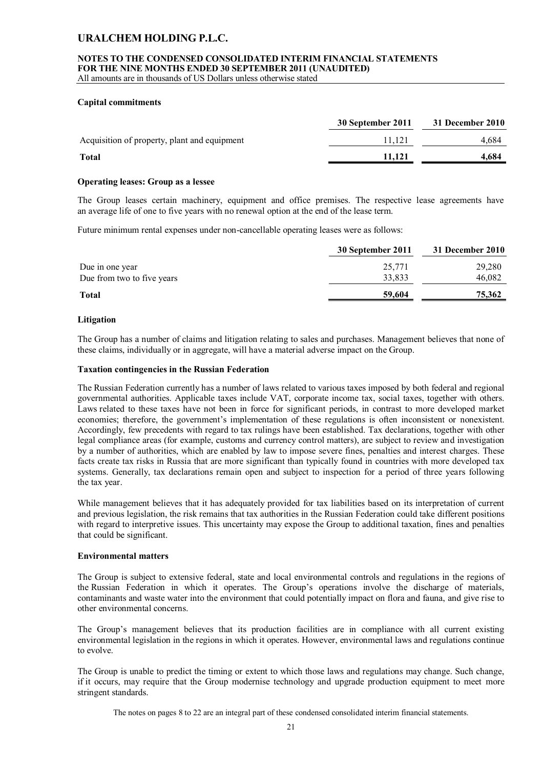**Capital commitments**

| | 30 September 2011 | 31 December 2010 |
|---|---|---|
| Acquisition of property, plant and equipment | 11,121 | 4,684 |
| **Total** | **11,121** | **4,684** |

**Operating leases: Group as a lessee**

The Group leases certain machinery, equipment and office premises. The respective lease agreements have an average life of one to five years with no renewal option at the end of the lease term.

Future minimum rental expenses under non-cancellable operating leases were as follows:

| | 30 September 2011 | 31 December 2010 |
|---|---|---|
| Due in one year | 25,771 | 29,280 |
| Due from two to five years | 33,833 | 46,082 |
| **Total** | **59,604** | **75,362** |

**Litigation**

The Group has a number of claims and litigation relating to sales and purchases. Management believes that none of these claims, individually or in aggregate, will have a material adverse impact on the Group.

**Taxation contingencies in the Russian Federation**

The Russian Federation currently has a number of laws related to various taxes imposed by both federal and regional governmental authorities. Applicable taxes include VAT, corporate income tax, social taxes, together with others. Laws related to these taxes have not been in force for significant periods, in contrast to more developed market economies; therefore, the government's implementation of these regulations is often inconsistent or nonexistent. Accordingly, few precedents with regard to tax rulings have been established. Tax declarations, together with other legal compliance areas (for example, customs and currency control matters), are subject to review and investigation by a number of authorities, which are enabled by law to impose severe fines, penalties and interest charges. These facts create tax risks in Russia that are more significant than typically found in countries with more developed tax systems. Generally, tax declarations remain open and subject to inspection for a period of three years following the tax year.

While management believes that it has adequately provided for tax liabilities based on its interpretation of current and previous legislation, the risk remains that tax authorities in the Russian Federation could take different positions with regard to interpretive issues. This uncertainty may expose the Group to additional taxation, fines and penalties that could be significant.

**Environmental matters**

The Group is subject to extensive federal, state and local environmental controls and regulations in the regions of the Russian Federation in which it operates. The Group's operations involve the discharge of materials, contaminants and waste water into the environment that could potentially impact on flora and fauna, and give rise to other environmental concerns.

The Group's management believes that its production facilities are in compliance with all current existing environmental legislation in the regions in which it operates. However, environmental laws and regulations continue to evolve.

The Group is unable to predict the timing or extent to which those laws and regulations may change. Such change, if it occurs, may require that the Group modernise technology and upgrade production equipment to meet more stringent standards.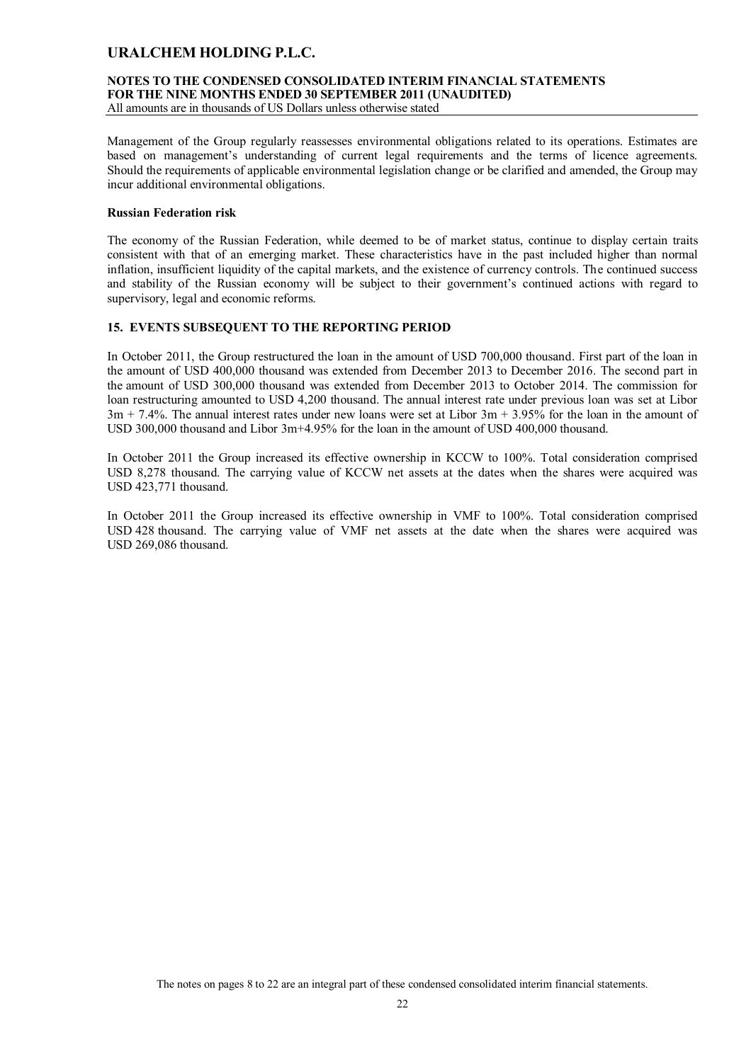Management of the Group regularly reassesses environmental obligations related to its operations. Estimates are based on management's understanding of current legal requirements and the terms of licence agreements. Should the requirements of applicable environmental legislation change or be clarified and amended, the Group may incur additional environmental obligations.

**Russian Federation risk**

The economy of the Russian Federation, while deemed to be of market status, continue to display certain traits consistent with that of an emerging market. These characteristics have in the past included higher than normal inflation, insufficient liquidity of the capital markets, and the existence of currency controls. The continued success and stability of the Russian economy will be subject to their government's continued actions with regard to supervisory, legal and economic reforms.

## 15. EVENTS SUBSEQUENT TO THE REPORTING PERIOD

In October 2011, the Group restructured the loan in the amount of USD 700,000 thousand. First part of the loan in the amount of USD 400,000 thousand was extended from December 2013 to December 2016. The second part in the amount of USD 300,000 thousand was extended from December 2013 to October 2014. The commission for loan restructuring amounted to USD 4,200 thousand. The annual interest rate under previous loan was set at Libor 3m + 7.4%. The annual interest rates under new loans were set at Libor 3m + 3.95% for the loan in the amount of USD 300,000 thousand and Libor 3m+4.95% for the loan in the amount of USD 400,000 thousand.

In October 2011 the Group increased its effective ownership in KCCW to 100%. Total consideration comprised USD 8,278 thousand. The carrying value of KCCW net assets at the dates when the shares were acquired was USD 423,771 thousand.

In October 2011 the Group increased its effective ownership in VMF to 100%. Total consideration comprised USD 428 thousand. The carrying value of VMF net assets at the date when the shares were acquired was USD 269,086 thousand.